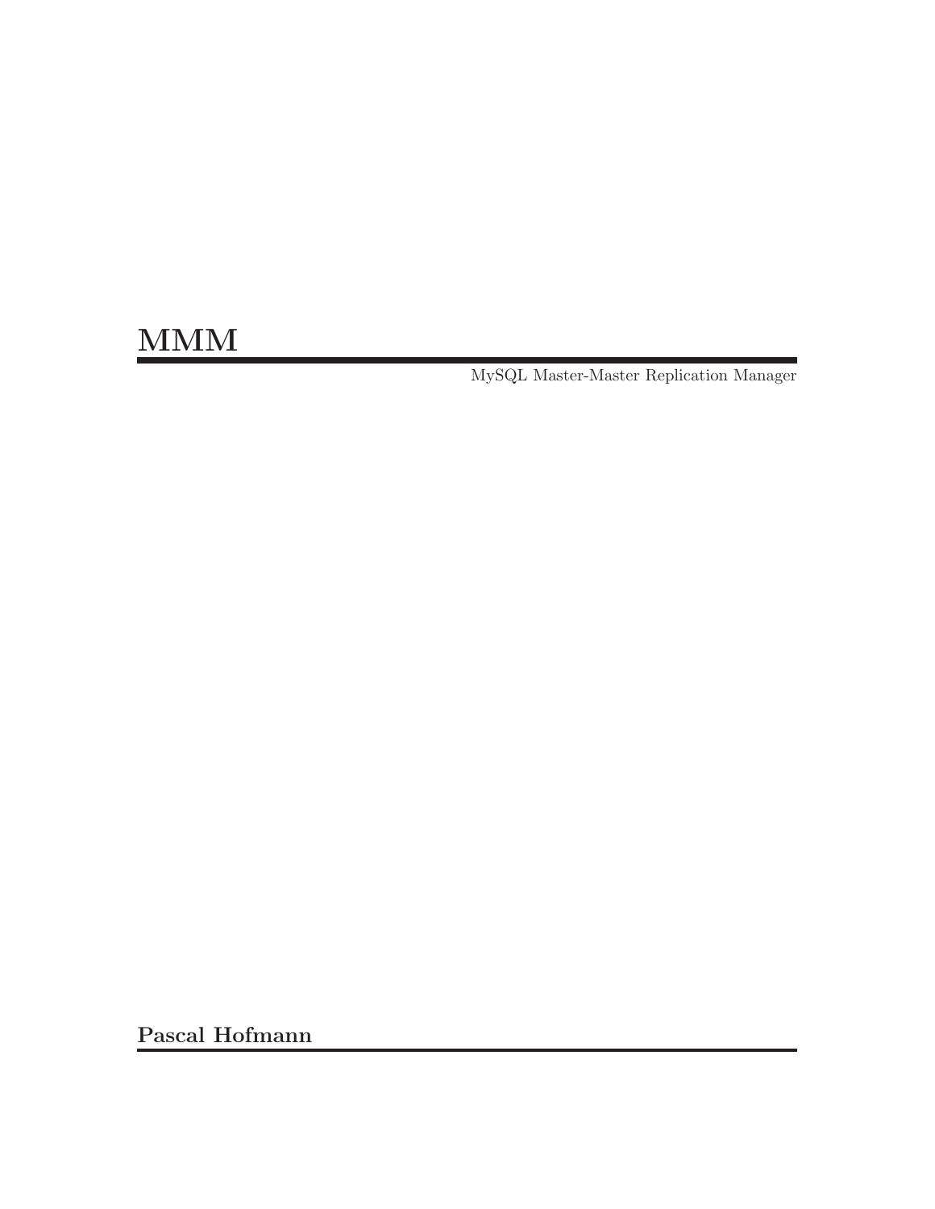# MMM

MySQL Master-Master Replication Manager

**Pascal Hofmann**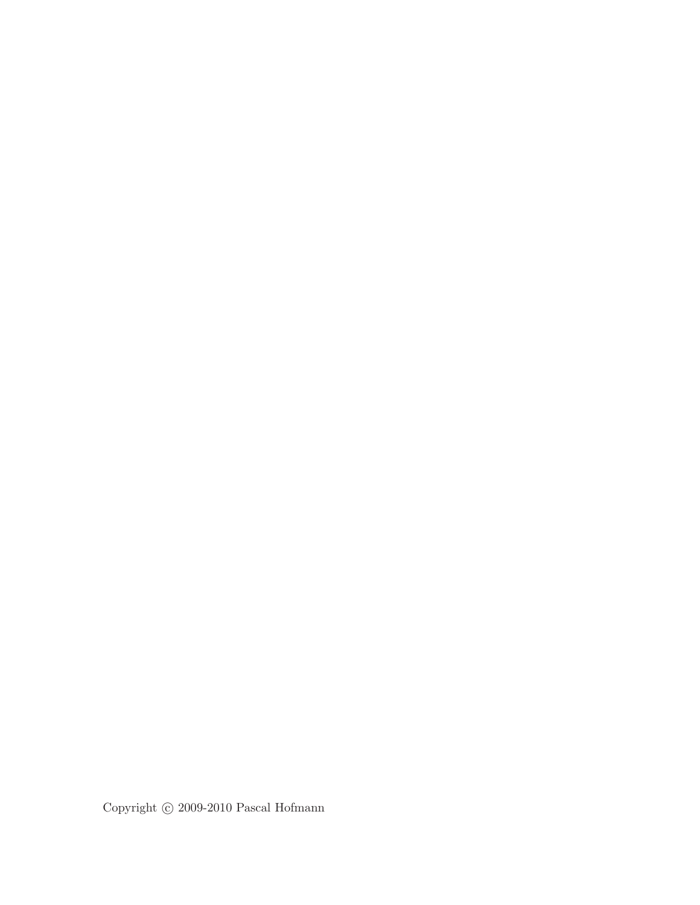Copyright © 2009-2010 Pascal Hofmann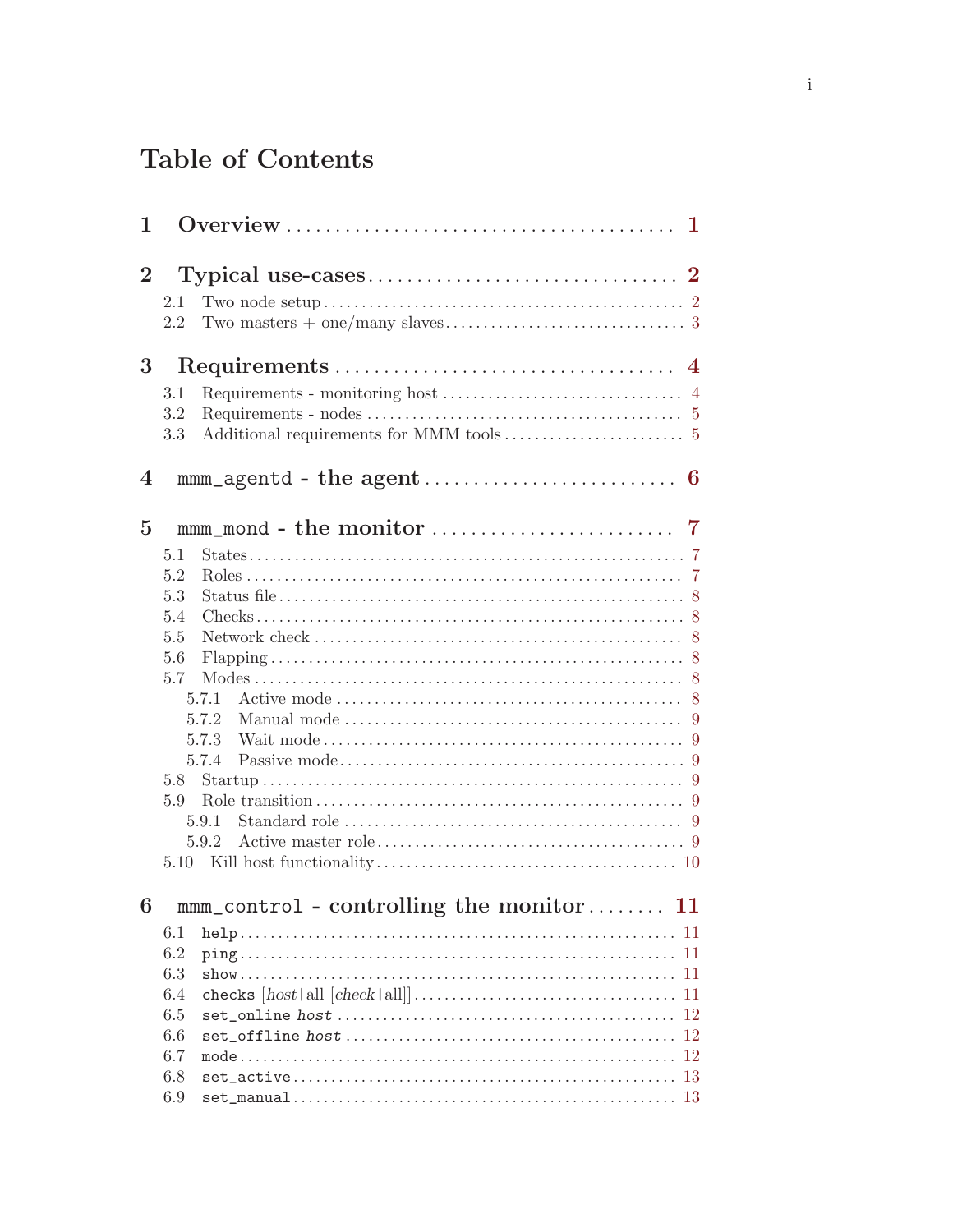# Table of Contents

1 Overview . . . . . . . . . . . . . . . . . . . . . . . . . . . . . . . . . . . . . . . . . 1

2 Typical use-cases . . . . . . . . . . . . . . . . . . . . . . . . . . . . . . . 2

- 2.1 Two node setup . . . . . . . . . . . . . . . . . . . . . . . . . . . . . . . . . . . . . . . . . . . . . 2
- 2.2 Two masters + one/many slaves . . . . . . . . . . . . . . . . . . . . . . . . . . . . . . . 3

3 Requirements . . . . . . . . . . . . . . . . . . . . . . . . . . . . . . . . . . . 4

- 3.1 Requirements - monitoring host . . . . . . . . . . . . . . . . . . . . . . . . . . . . . . . 4
- 3.2 Requirements - nodes . . . . . . . . . . . . . . . . . . . . . . . . . . . . . . . . . . . . . . . . 5
- 3.3 Additional requirements for MMM tools . . . . . . . . . . . . . . . . . . . . . . . . 5

4 `mmm_agentd` - the agent . . . . . . . . . . . . . . . . . . . . . . . . . . 6

5 `mmm_mond` - the monitor . . . . . . . . . . . . . . . . . . . . . . . . . 7

- 5.1 States . . . . . . . . . . . . . . . . . . . . . . . . . . . . . . . . . . . . . . . . . . . . . . . . . . . . . 7
- 5.2 Roles . . . . . . . . . . . . . . . . . . . . . . . . . . . . . . . . . . . . . . . . . . . . . . . . . . . . . . 7
- 5.3 Status file . . . . . . . . . . . . . . . . . . . . . . . . . . . . . . . . . . . . . . . . . . . . . . . . . . 8
- 5.4 Checks . . . . . . . . . . . . . . . . . . . . . . . . . . . . . . . . . . . . . . . . . . . . . . . . . . . . 8
- 5.5 Network check . . . . . . . . . . . . . . . . . . . . . . . . . . . . . . . . . . . . . . . . . . . . . . 8
- 5.6 Flapping . . . . . . . . . . . . . . . . . . . . . . . . . . . . . . . . . . . . . . . . . . . . . . . . . . . 8
- 5.7 Modes . . . . . . . . . . . . . . . . . . . . . . . . . . . . . . . . . . . . . . . . . . . . . . . . . . . . 8
  - 5.7.1 Active mode . . . . . . . . . . . . . . . . . . . . . . . . . . . . . . . . . . . . . . . . . . . . 8
  - 5.7.2 Manual mode . . . . . . . . . . . . . . . . . . . . . . . . . . . . . . . . . . . . . . . . . . . 9
  - 5.7.3 Wait mode . . . . . . . . . . . . . . . . . . . . . . . . . . . . . . . . . . . . . . . . . . . . . . 9
  - 5.7.4 Passive mode . . . . . . . . . . . . . . . . . . . . . . . . . . . . . . . . . . . . . . . . . . . 9
- 5.8 Startup . . . . . . . . . . . . . . . . . . . . . . . . . . . . . . . . . . . . . . . . . . . . . . . . . . . 9
- 5.9 Role transition . . . . . . . . . . . . . . . . . . . . . . . . . . . . . . . . . . . . . . . . . . . . . . 9
  - 5.9.1 Standard role . . . . . . . . . . . . . . . . . . . . . . . . . . . . . . . . . . . . . . . . . . . 9
  - 5.9.2 Active master role . . . . . . . . . . . . . . . . . . . . . . . . . . . . . . . . . . . . . . . 9
- 5.10 Kill host functionality . . . . . . . . . . . . . . . . . . . . . . . . . . . . . . . . . . . . . . 10

6 `mmm_control` - controlling the monitor . . . . . . . . 11

- 6.1 `help` . . . . . . . . . . . . . . . . . . . . . . . . . . . . . . . . . . . . . . . . . . . . . . . . . . . . 11
- 6.2 `ping` . . . . . . . . . . . . . . . . . . . . . . . . . . . . . . . . . . . . . . . . . . . . . . . . . . . . 11
- 6.3 `show` . . . . . . . . . . . . . . . . . . . . . . . . . . . . . . . . . . . . . . . . . . . . . . . . . . . . 11
- 6.4 `checks` [*host*|all [*check*|all]] . . . . . . . . . . . . . . . . . . . . . . . . . . . . . . . . 11
- 6.5 `set_online` *host* . . . . . . . . . . . . . . . . . . . . . . . . . . . . . . . . . . . . . . . . . . . 12
- 6.6 `set_offline` *host* . . . . . . . . . . . . . . . . . . . . . . . . . . . . . . . . . . . . . . . . . . 12
- 6.7 `mode` . . . . . . . . . . . . . . . . . . . . . . . . . . . . . . . . . . . . . . . . . . . . . . . . . . . . 12
- 6.8 `set_active` . . . . . . . . . . . . . . . . . . . . . . . . . . . . . . . . . . . . . . . . . . . . . . . . 13
- 6.9 `set_manual` . . . . . . . . . . . . . . . . . . . . . . . . . . . . . . . . . . . . . . . . . . . . . . . 13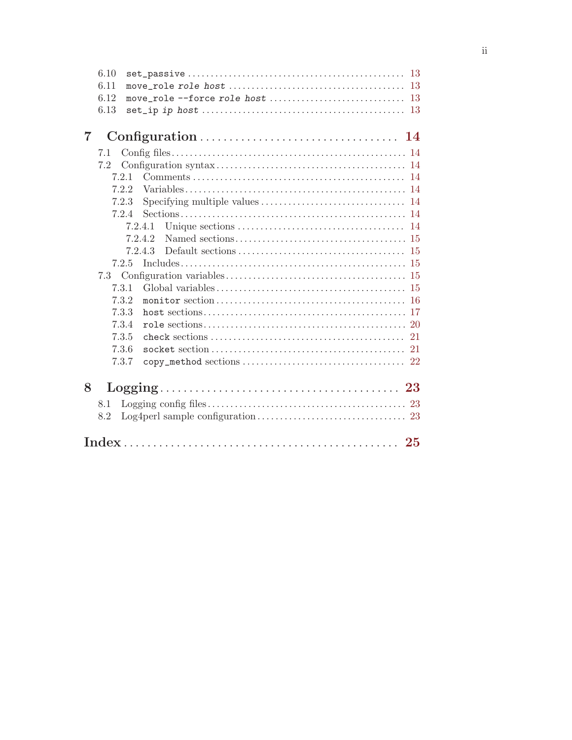- 6.10 `set_passive` .... 13
- 6.11 `move_role` *`role host`* .... 13
- 6.12 `move_role --force` *`role host`* .... 13
- 6.13 `set_ip` *`ip host`* .... 13

**7 Configuration .... 14**

- 7.1 Config files .... 14
- 7.2 Configuration syntax .... 14
  - 7.2.1 Comments .... 14
  - 7.2.2 Variables .... 14
  - 7.2.3 Specifying multiple values .... 14
  - 7.2.4 Sections .... 14
    - 7.2.4.1 Unique sections .... 14
    - 7.2.4.2 Named sections .... 15
    - 7.2.4.3 Default sections .... 15
  - 7.2.5 Includes .... 15
- 7.3 Configuration variables .... 15
  - 7.3.1 Global variables .... 15
  - 7.3.2 `monitor` section .... 16
  - 7.3.3 `host` sections .... 17
  - 7.3.4 `role` sections .... 20
  - 7.3.5 `check` sections .... 21
  - 7.3.6 `socket` section .... 21
  - 7.3.7 `copy_method` sections .... 22

**8 Logging .... 23**

- 8.1 Logging config files .... 23
- 8.2 Log4perl sample configuration .... 23

**Index .... 25**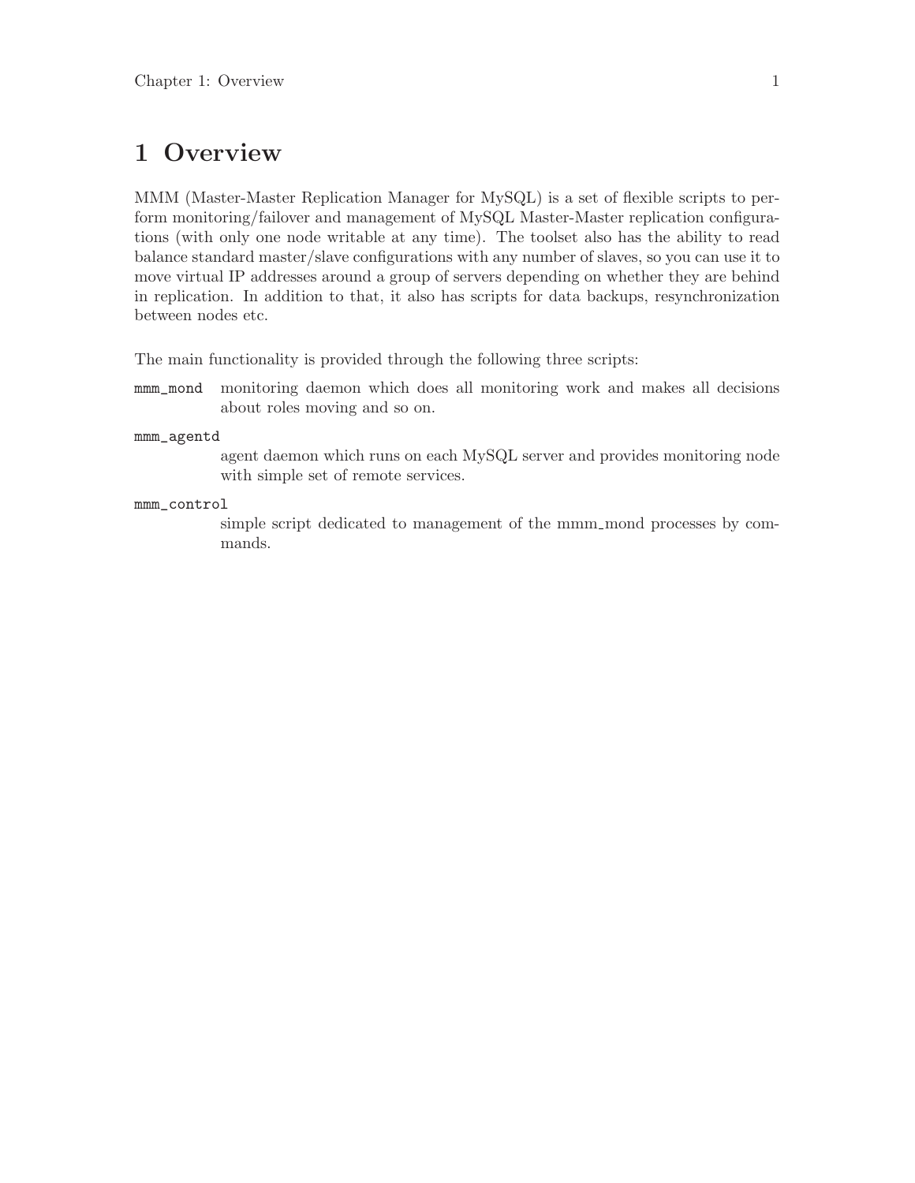# 1 Overview

MMM (Master-Master Replication Manager for MySQL) is a set of flexible scripts to perform monitoring/failover and management of MySQL Master-Master replication configurations (with only one node writable at any time). The toolset also has the ability to read balance standard master/slave configurations with any number of slaves, so you can use it to move virtual IP addresses around a group of servers depending on whether they are behind in replication. In addition to that, it also has scripts for data backups, resynchronization between nodes etc.

The main functionality is provided through the following three scripts:

`mmm_mond`
: monitoring daemon which does all monitoring work and makes all decisions about roles moving and so on.

`mmm_agentd`
: agent daemon which runs on each MySQL server and provides monitoring node with simple set of remote services.

`mmm_control`
: simple script dedicated to management of the mmm_mond processes by commands.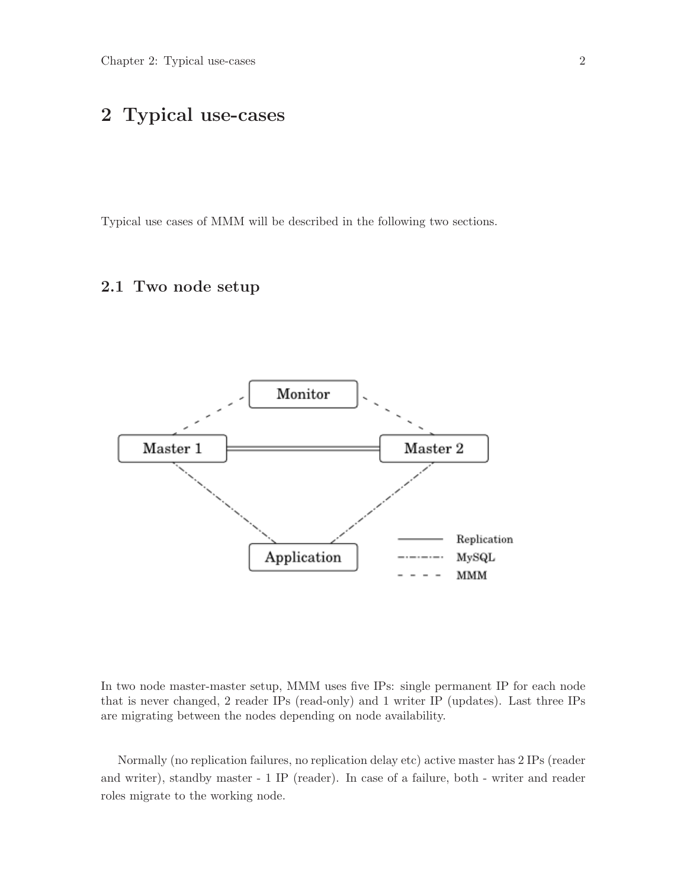# 2 Typical use-cases

Typical use cases of MMM will be described in the following two sections.

## 2.1 Two node setup

In two node master-master setup, MMM uses five IPs: single permanent IP for each node that is never changed, 2 reader IPs (read-only) and 1 writer IP (updates). Last three IPs are migrating between the nodes depending on node availability.

Normally (no replication failures, no replication delay etc) active master has 2 IPs (reader and writer), standby master - 1 IP (reader). In case of a failure, both - writer and reader roles migrate to the working node.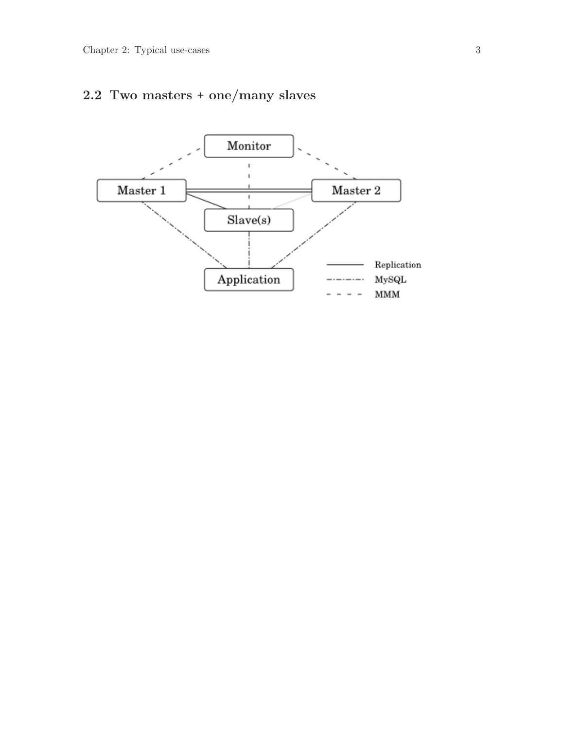## 2.2 Two masters + one/many slaves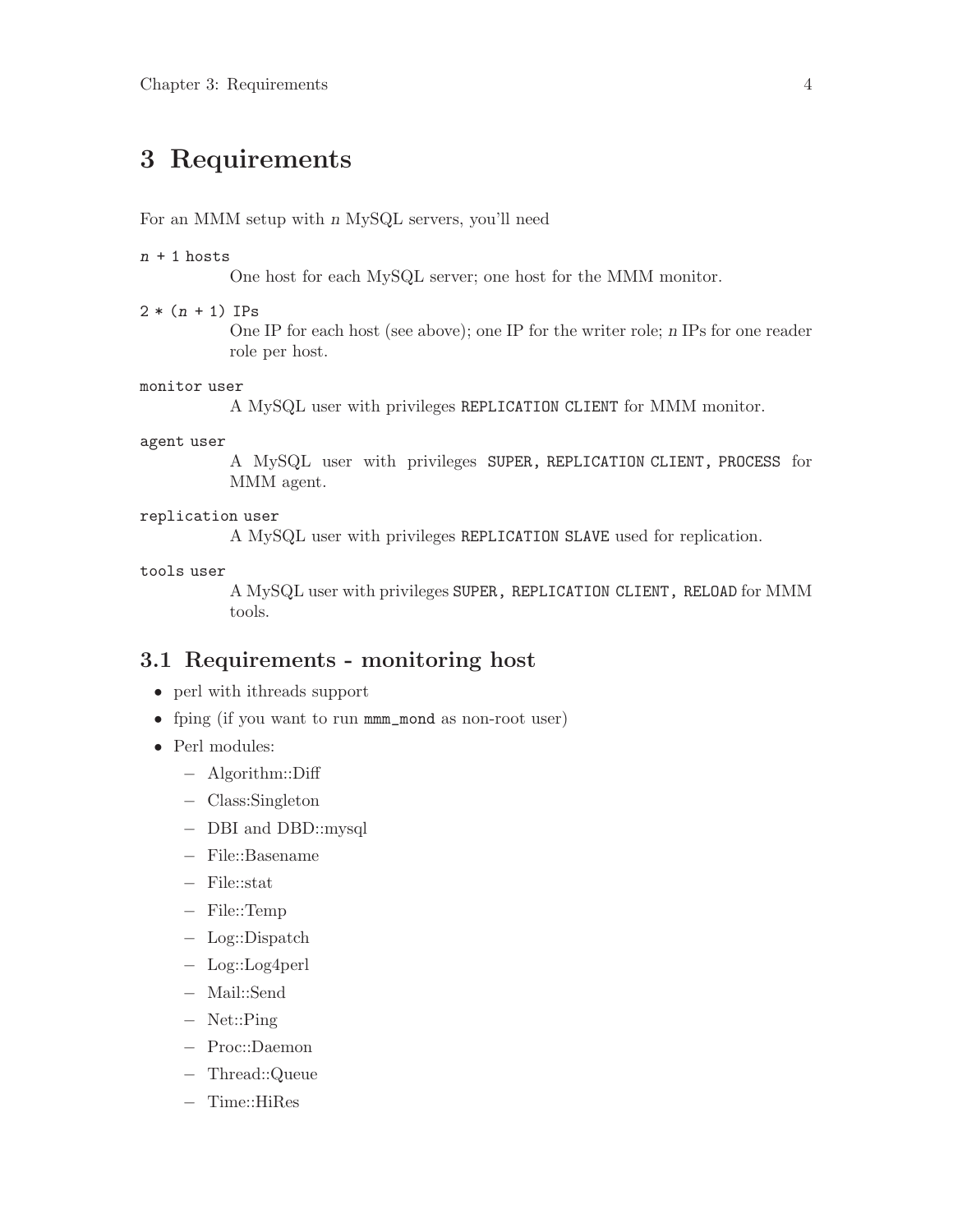# 3 Requirements

For an MMM setup with *n* MySQL servers, you'll need

`n + 1 hosts`
: One host for each MySQL server; one host for the MMM monitor.

`2 * (n + 1) IPs`
: One IP for each host (see above); one IP for the writer role; *n* IPs for one reader role per host.

`monitor user`
: A MySQL user with privileges `REPLICATION CLIENT` for MMM monitor.

`agent user`
: A MySQL user with privileges `SUPER, REPLICATION CLIENT, PROCESS` for MMM agent.

`replication user`
: A MySQL user with privileges `REPLICATION SLAVE` used for replication.

`tools user`
: A MySQL user with privileges `SUPER, REPLICATION CLIENT, RELOAD` for MMM tools.

## 3.1 Requirements - monitoring host

- perl with ithreads support
- fping (if you want to run `mmm_mond` as non-root user)
- Perl modules:
  - Algorithm::Diff
  - Class:Singleton
  - DBI and DBD::mysql
  - File::Basename
  - File::stat
  - File::Temp
  - Log::Dispatch
  - Log::Log4perl
  - Mail::Send
  - Net::Ping
  - Proc::Daemon
  - Thread::Queue
  - Time::HiRes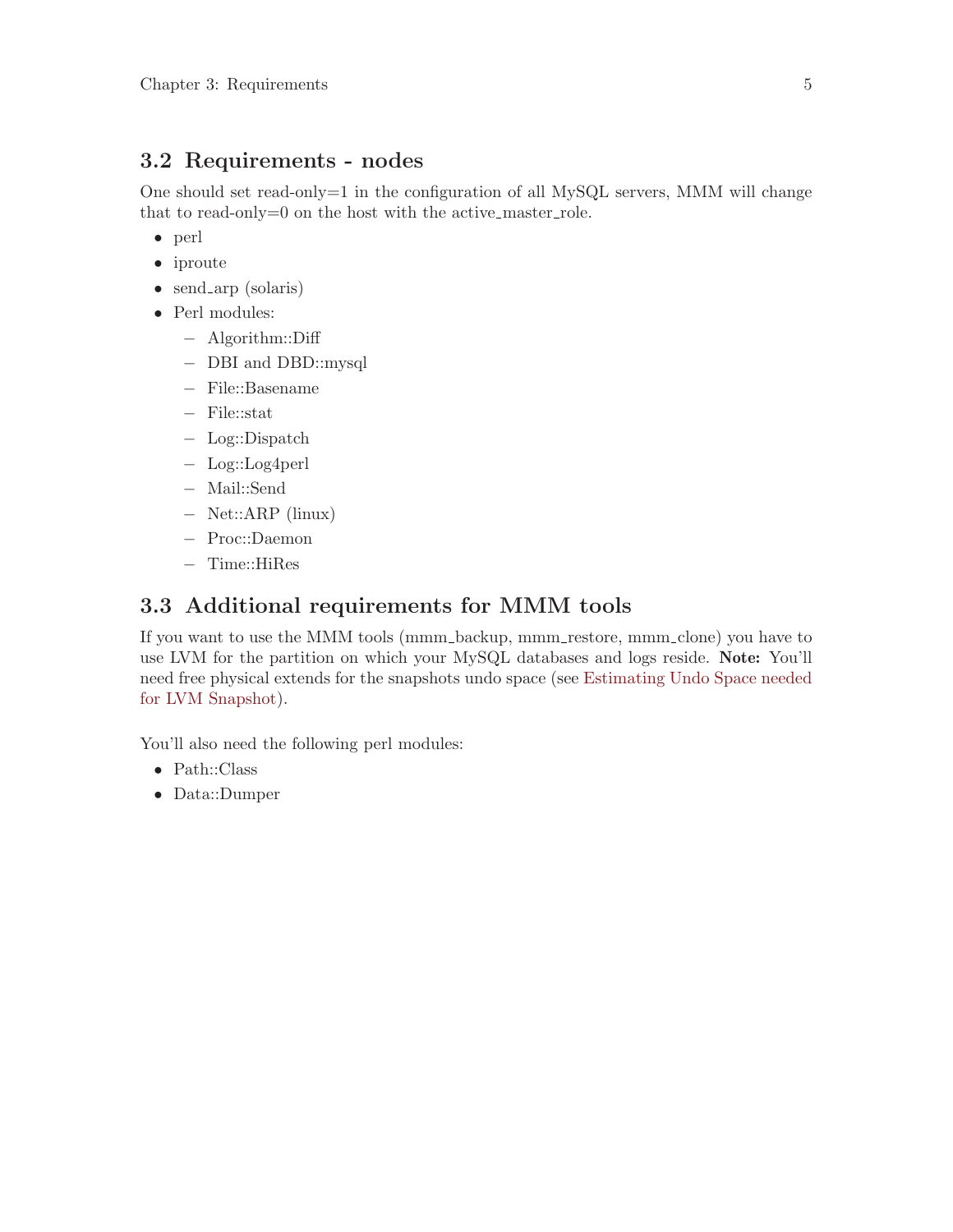## 3.2 Requirements - nodes

One should set read-only=1 in the configuration of all MySQL servers, MMM will change that to read-only=0 on the host with the active_master_role.

- perl
- iproute
- send_arp (solaris)
- Perl modules:
  - Algorithm::Diff
  - DBI and DBD::mysql
  - File::Basename
  - File::stat
  - Log::Dispatch
  - Log::Log4perl
  - Mail::Send
  - Net::ARP (linux)
  - Proc::Daemon
  - Time::HiRes

## 3.3 Additional requirements for MMM tools

If you want to use the MMM tools (mmm_backup, mmm_restore, mmm_clone) you have to use LVM for the partition on which your MySQL databases and logs reside. **Note:** You'll need free physical extends for the snapshots undo space (see Estimating Undo Space needed for LVM Snapshot).

You'll also need the following perl modules:

- Path::Class
- Data::Dumper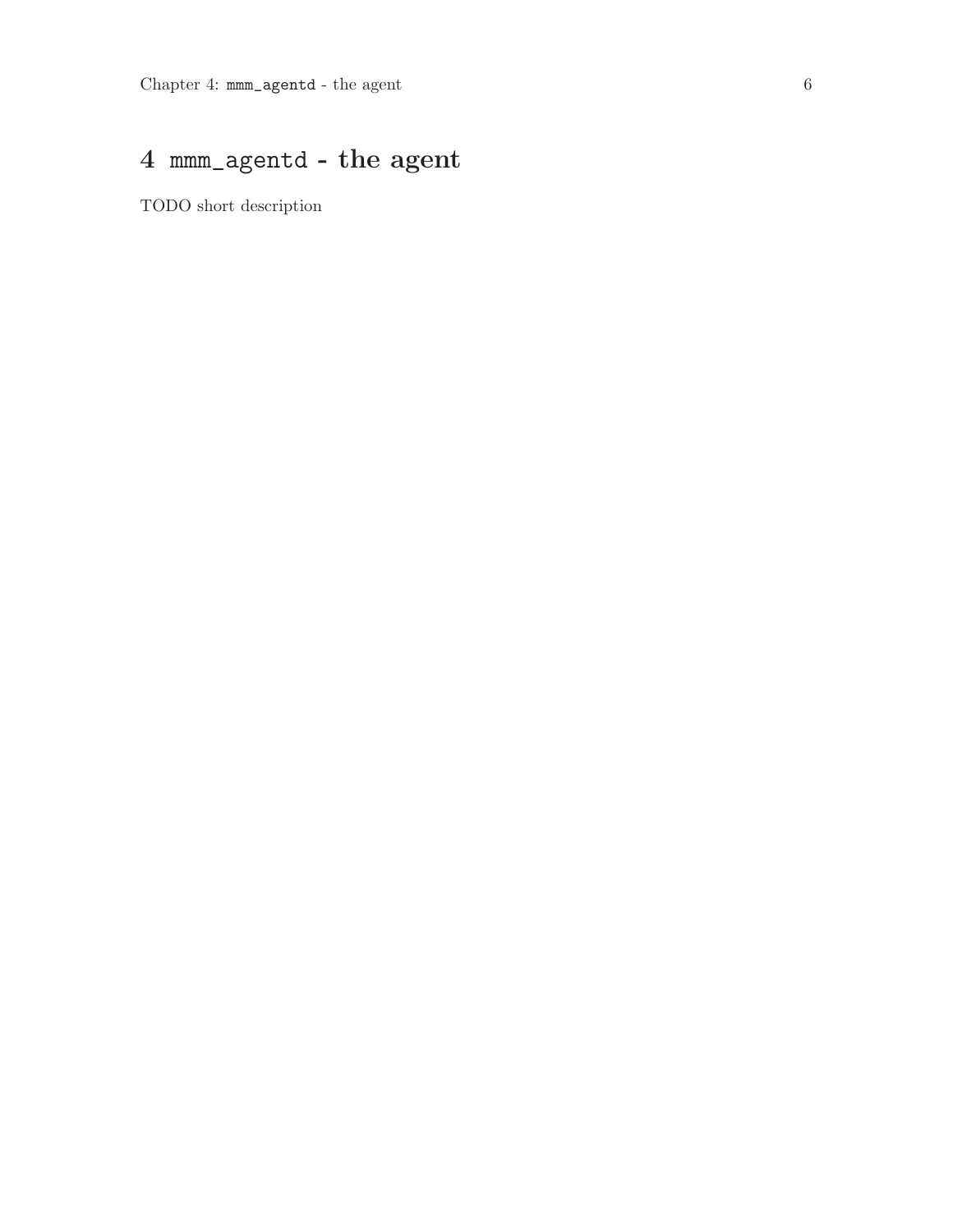# 4 `mmm_agentd` - the agent

TODO short description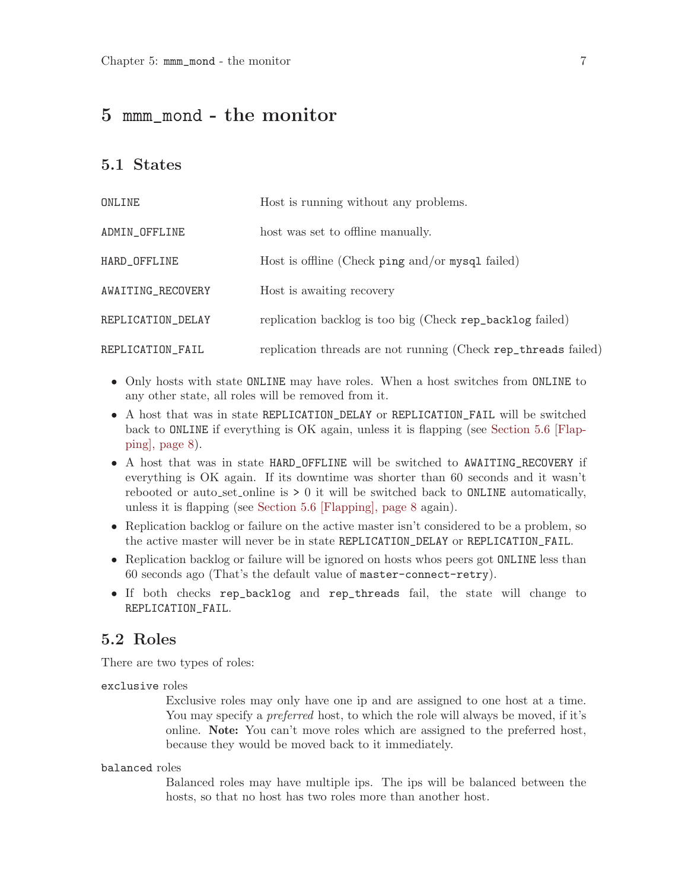# 5 `mmm_mond` - the monitor

## 5.1 States

| | |
|---|---|
| `ONLINE` | Host is running without any problems. |
| `ADMIN_OFFLINE` | host was set to offline manually. |
| `HARD_OFFLINE` | Host is offline (Check `ping` and/or `mysql` failed) |
| `AWAITING_RECOVERY` | Host is awaiting recovery |
| `REPLICATION_DELAY` | replication backlog is too big (Check `rep_backlog` failed) |
| `REPLICATION_FAIL` | replication threads are not running (Check `rep_threads` failed) |

- Only hosts with state `ONLINE` may have roles. When a host switches from `ONLINE` to any other state, all roles will be removed from it.
- A host that was in state `REPLICATION_DELAY` or `REPLICATION_FAIL` will be switched back to `ONLINE` if everything is OK again, unless it is flapping (see Section 5.6 [Flapping], page 8).
- A host that was in state `HARD_OFFLINE` will be switched to `AWAITING_RECOVERY` if everything is OK again. If its downtime was shorter than 60 seconds and it wasn't rebooted or auto_set_online is `>` 0 it will be switched back to `ONLINE` automatically, unless it is flapping (see Section 5.6 [Flapping], page 8 again).
- Replication backlog or failure on the active master isn't considered to be a problem, so the active master will never be in state `REPLICATION_DELAY` or `REPLICATION_FAIL`.
- Replication backlog or failure will be ignored on hosts whos peers got `ONLINE` less than 60 seconds ago (That's the default value of `master-connect-retry`).
- If both checks `rep_backlog` and `rep_threads` fail, the state will change to `REPLICATION_FAIL`.

## 5.2 Roles

There are two types of roles:

`exclusive` roles

Exclusive roles may only have one ip and are assigned to one host at a time. You may specify a *preferred* host, to which the role will always be moved, if it's online. **Note:** You can't move roles which are assigned to the preferred host, because they would be moved back to it immediately.

`balanced` roles

Balanced roles may have multiple ips. The ips will be balanced between the hosts, so that no host has two roles more than another host.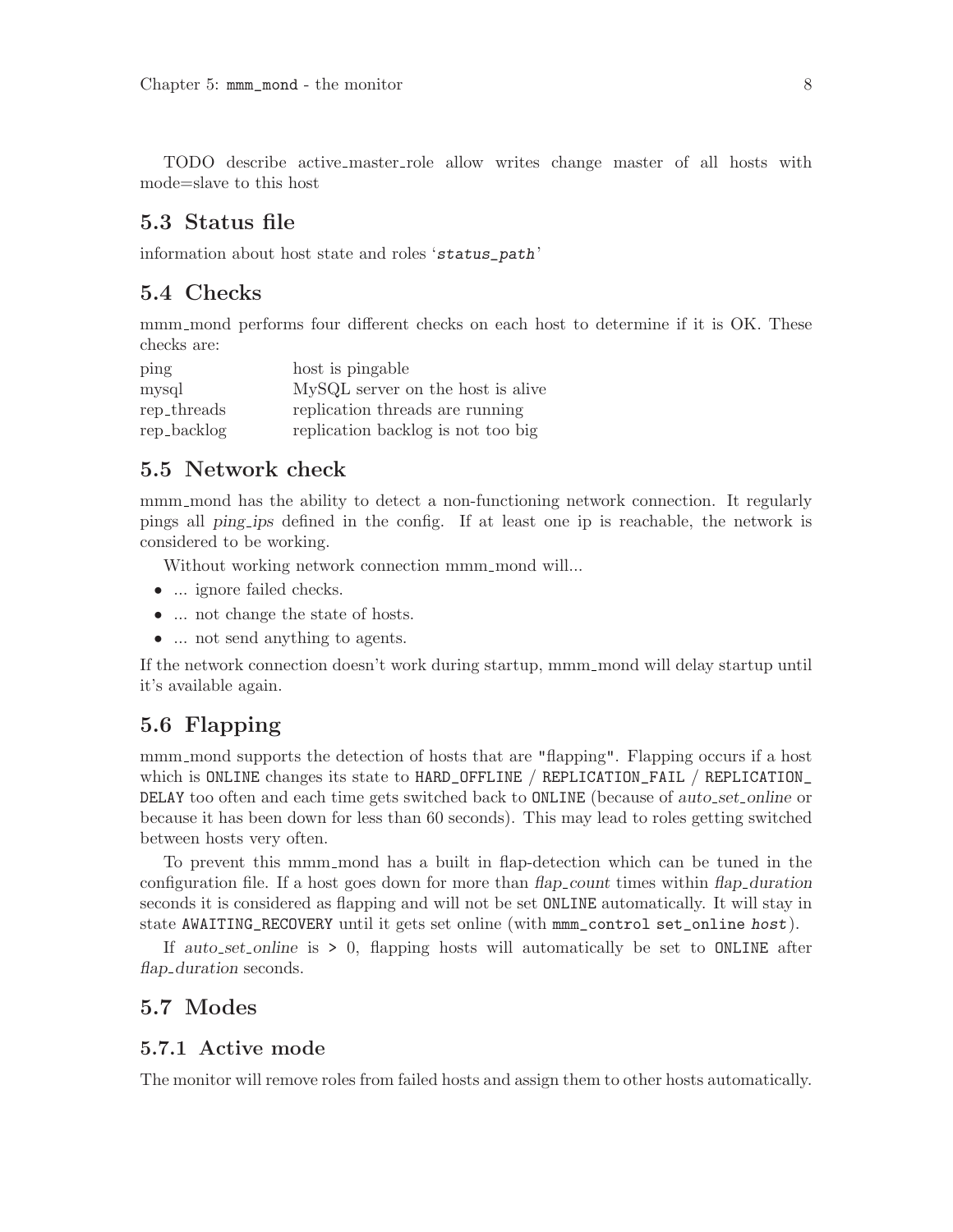TODO describe active_master_role allow writes change master of all hosts with mode=slave to this host

## 5.3 Status file

information about host state and roles '*status_path*'

## 5.4 Checks

mmm_mond performs four different checks on each host to determine if it is OK. These checks are:

| | |
|---|---|
| ping | host is pingable |
| mysql | MySQL server on the host is alive |
| rep_threads | replication threads are running |
| rep_backlog | replication backlog is not too big |

## 5.5 Network check

mmm_mond has the ability to detect a non-functioning network connection. It regularly pings all *ping_ips* defined in the config. If at least one ip is reachable, the network is considered to be working.

Without working network connection mmm_mond will...

- ... ignore failed checks.
- ... not change the state of hosts.
- ... not send anything to agents.

If the network connection doesn't work during startup, mmm_mond will delay startup until it's available again.

## 5.6 Flapping

mmm_mond supports the detection of hosts that are "flapping". Flapping occurs if a host which is `ONLINE` changes its state to `HARD_OFFLINE` / `REPLICATION_FAIL` / `REPLICATION_DELAY` too often and each time gets switched back to `ONLINE` (because of *auto_set_online* or because it has been down for less than 60 seconds). This may lead to roles getting switched between hosts very often.

To prevent this mmm_mond has a built in flap-detection which can be tuned in the configuration file. If a host goes down for more than *flap_count* times within *flap_duration* seconds it is considered as flapping and will not be set `ONLINE` automatically. It will stay in state `AWAITING_RECOVERY` until it gets set online (with `mmm_control set_online host`).

If *auto_set_online* is `>` 0, flapping hosts will automatically be set to `ONLINE` after *flap_duration* seconds.

## 5.7 Modes

### 5.7.1 Active mode

The monitor will remove roles from failed hosts and assign them to other hosts automatically.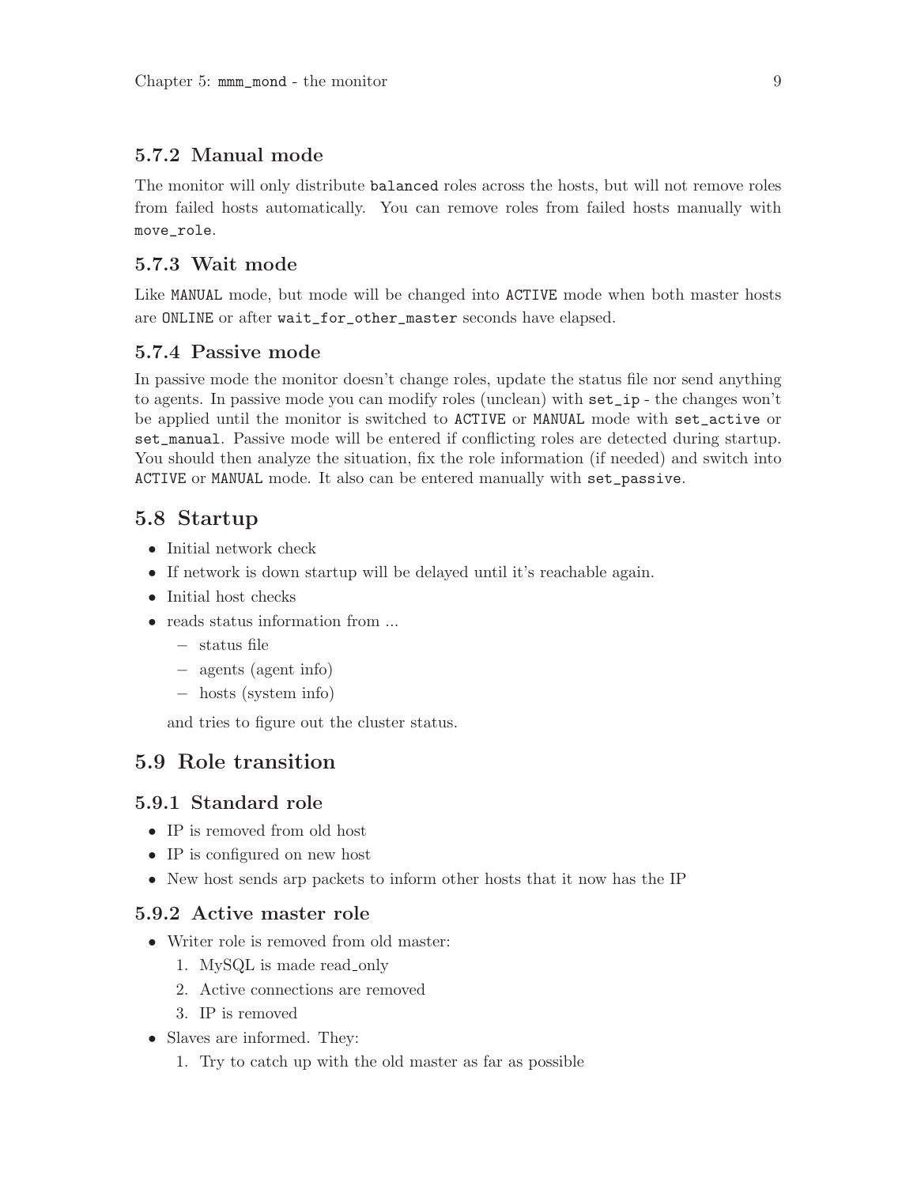### 5.7.2 Manual mode

The monitor will only distribute `balanced` roles across the hosts, but will not remove roles from failed hosts automatically. You can remove roles from failed hosts manually with `move_role`.

### 5.7.3 Wait mode

Like `MANUAL` mode, but mode will be changed into `ACTIVE` mode when both master hosts are `ONLINE` or after `wait_for_other_master` seconds have elapsed.

### 5.7.4 Passive mode

In passive mode the monitor doesn't change roles, update the status file nor send anything to agents. In passive mode you can modify roles (unclean) with `set_ip` - the changes won't be applied until the monitor is switched to `ACTIVE` or `MANUAL` mode with `set_active` or `set_manual`. Passive mode will be entered if conflicting roles are detected during startup. You should then analyze the situation, fix the role information (if needed) and switch into `ACTIVE` or `MANUAL` mode. It also can be entered manually with `set_passive`.

## 5.8 Startup

- Initial network check
- If network is down startup will be delayed until it's reachable again.
- Initial host checks
- reads status information from ...
  - status file
  - agents (agent info)
  - hosts (system info)

  and tries to figure out the cluster status.

## 5.9 Role transition

### 5.9.1 Standard role

- IP is removed from old host
- IP is configured on new host
- New host sends arp packets to inform other hosts that it now has the IP

### 5.9.2 Active master role

- Writer role is removed from old master:
  1. MySQL is made read_only
  2. Active connections are removed
  3. IP is removed
- Slaves are informed. They:
  1. Try to catch up with the old master as far as possible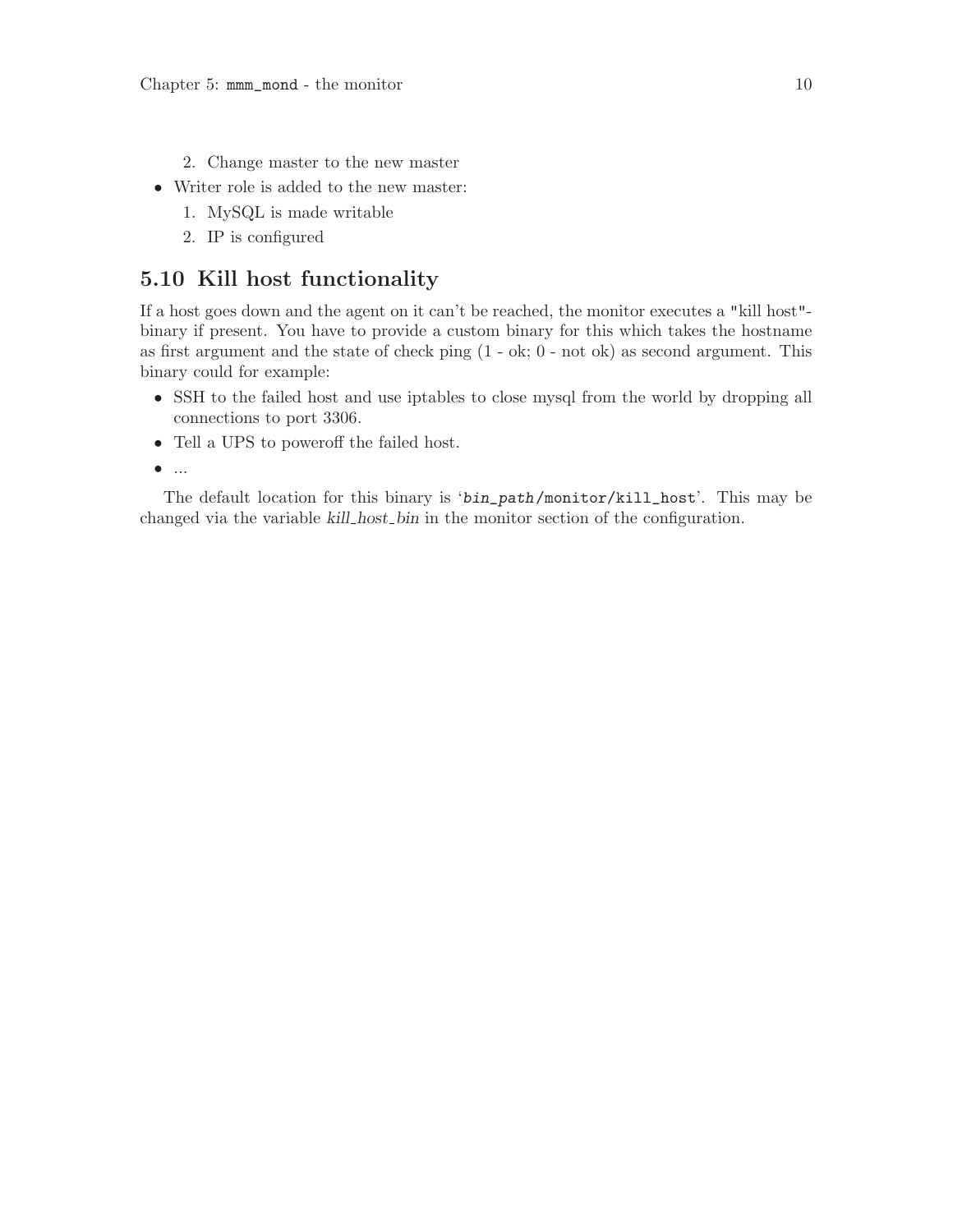2. Change master to the new master
- Writer role is added to the new master:
   1. MySQL is made writable
   2. IP is configured

## 5.10 Kill host functionality

If a host goes down and the agent on it can't be reached, the monitor executes a "kill host"-binary if present. You have to provide a custom binary for this which takes the hostname as first argument and the state of check ping (1 - ok; 0 - not ok) as second argument. This binary could for example:

- SSH to the failed host and use iptables to close mysql from the world by dropping all connections to port 3306.
- Tell a UPS to poweroff the failed host.
- ...

The default location for this binary is '`bin_path/monitor/kill_host`'. This may be changed via the variable *kill_host_bin* in the monitor section of the configuration.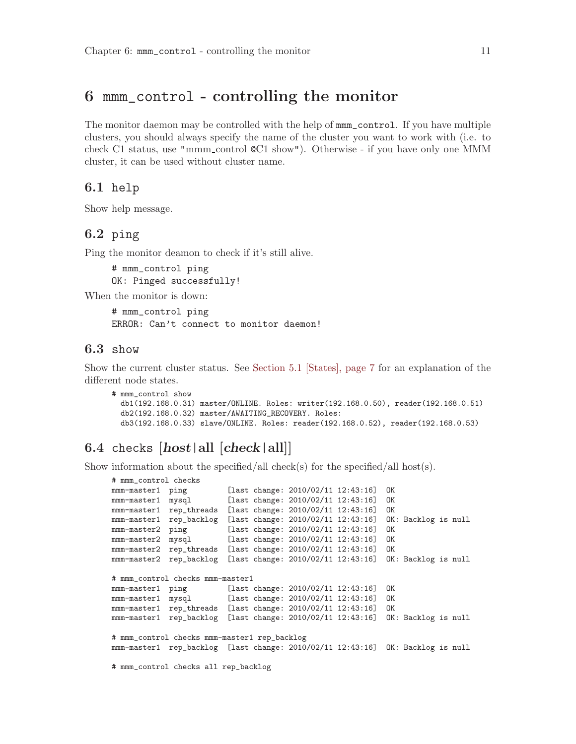# 6 mmm_control - controlling the monitor

The monitor daemon may be controlled with the help of `mmm_control`. If you have multiple clusters, you should always specify the name of the cluster you want to work with (i.e. to check C1 status, use "mmm_control @C1 show"). Otherwise - if you have only one MMM cluster, it can be used without cluster name.

## 6.1 help

Show help message.

## 6.2 ping

Ping the monitor deamon to check if it's still alive.

```
# mmm_control ping
OK: Pinged successfully!
```

When the monitor is down:

```
# mmm_control ping
ERROR: Can't connect to monitor daemon!
```

## 6.3 show

Show the current cluster status. See Section 5.1 [States], page 7 for an explanation of the different node states.

```
# mmm_control show
  db1(192.168.0.31) master/ONLINE. Roles: writer(192.168.0.50), reader(192.168.0.51)
  db2(192.168.0.32) master/AWAITING_RECOVERY. Roles:
  db3(192.168.0.33) slave/ONLINE. Roles: reader(192.168.0.52), reader(192.168.0.53)
```

## 6.4 checks [*host*|all [*check*|all]]

Show information about the specified/all check(s) for the specified/all host(s).

```
# mmm_control checks
mmm-master1  ping         [last change: 2010/02/11 12:43:16]  OK
mmm-master1  mysql        [last change: 2010/02/11 12:43:16]  OK
mmm-master1  rep_threads  [last change: 2010/02/11 12:43:16]  OK
mmm-master1  rep_backlog  [last change: 2010/02/11 12:43:16]  OK: Backlog is null
mmm-master2  ping         [last change: 2010/02/11 12:43:16]  OK
mmm-master2  mysql        [last change: 2010/02/11 12:43:16]  OK
mmm-master2  rep_threads  [last change: 2010/02/11 12:43:16]  OK
mmm-master2  rep_backlog  [last change: 2010/02/11 12:43:16]  OK: Backlog is null

# mmm_control checks mmm-master1
mmm-master1  ping         [last change: 2010/02/11 12:43:16]  OK
mmm-master1  mysql        [last change: 2010/02/11 12:43:16]  OK
mmm-master1  rep_threads  [last change: 2010/02/11 12:43:16]  OK
mmm-master1  rep_backlog  [last change: 2010/02/11 12:43:16]  OK: Backlog is null

# mmm_control checks mmm-master1 rep_backlog
mmm-master1  rep_backlog  [last change: 2010/02/11 12:43:16]  OK: Backlog is null

# mmm_control checks all rep_backlog
```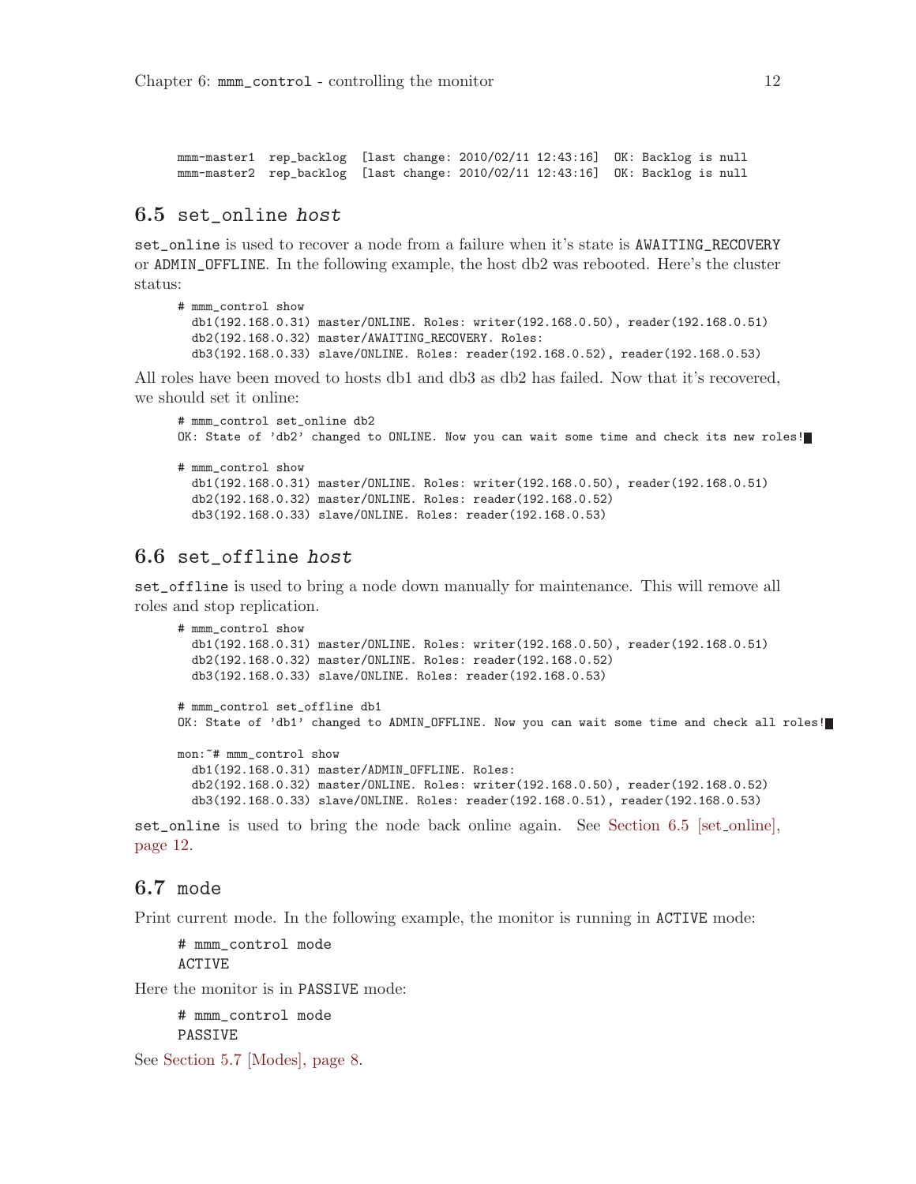```
mmm-master1  rep_backlog  [last change: 2010/02/11 12:43:16]  OK: Backlog is null
mmm-master2  rep_backlog  [last change: 2010/02/11 12:43:16]  OK: Backlog is null
```

## 6.5 set_online *host*

set_online is used to recover a node from a failure when it's state is AWAITING_RECOVERY or ADMIN_OFFLINE. In the following example, the host db2 was rebooted. Here's the cluster status:

```
# mmm_control show
  db1(192.168.0.31) master/ONLINE. Roles: writer(192.168.0.50), reader(192.168.0.51)
  db2(192.168.0.32) master/AWAITING_RECOVERY. Roles:
  db3(192.168.0.33) slave/ONLINE. Roles: reader(192.168.0.52), reader(192.168.0.53)
```

All roles have been moved to hosts db1 and db3 as db2 has failed. Now that it's recovered, we should set it online:

```
# mmm_control set_online db2
OK: State of 'db2' changed to ONLINE. Now you can wait some time and check its new roles!

# mmm_control show
  db1(192.168.0.31) master/ONLINE. Roles: writer(192.168.0.50), reader(192.168.0.51)
  db2(192.168.0.32) master/ONLINE. Roles: reader(192.168.0.52)
  db3(192.168.0.33) slave/ONLINE. Roles: reader(192.168.0.53)
```

## 6.6 set_offline *host*

set_offline is used to bring a node down manually for maintenance. This will remove all roles and stop replication.

```
# mmm_control show
  db1(192.168.0.31) master/ONLINE. Roles: writer(192.168.0.50), reader(192.168.0.51)
  db2(192.168.0.32) master/ONLINE. Roles: reader(192.168.0.52)
  db3(192.168.0.33) slave/ONLINE. Roles: reader(192.168.0.53)

# mmm_control set_offline db1
OK: State of 'db1' changed to ADMIN_OFFLINE. Now you can wait some time and check all roles!

mon:~# mmm_control show
  db1(192.168.0.31) master/ADMIN_OFFLINE. Roles:
  db2(192.168.0.32) master/ONLINE. Roles: writer(192.168.0.50), reader(192.168.0.52)
  db3(192.168.0.33) slave/ONLINE. Roles: reader(192.168.0.51), reader(192.168.0.53)
```

set_online is used to bring the node back online again. See Section 6.5 [set_online], page 12.

## 6.7 mode

Print current mode. In the following example, the monitor is running in ACTIVE mode:

```
# mmm_control mode
ACTIVE
```

Here the monitor is in PASSIVE mode:

```
# mmm_control mode
PASSIVE
```

See Section 5.7 [Modes], page 8.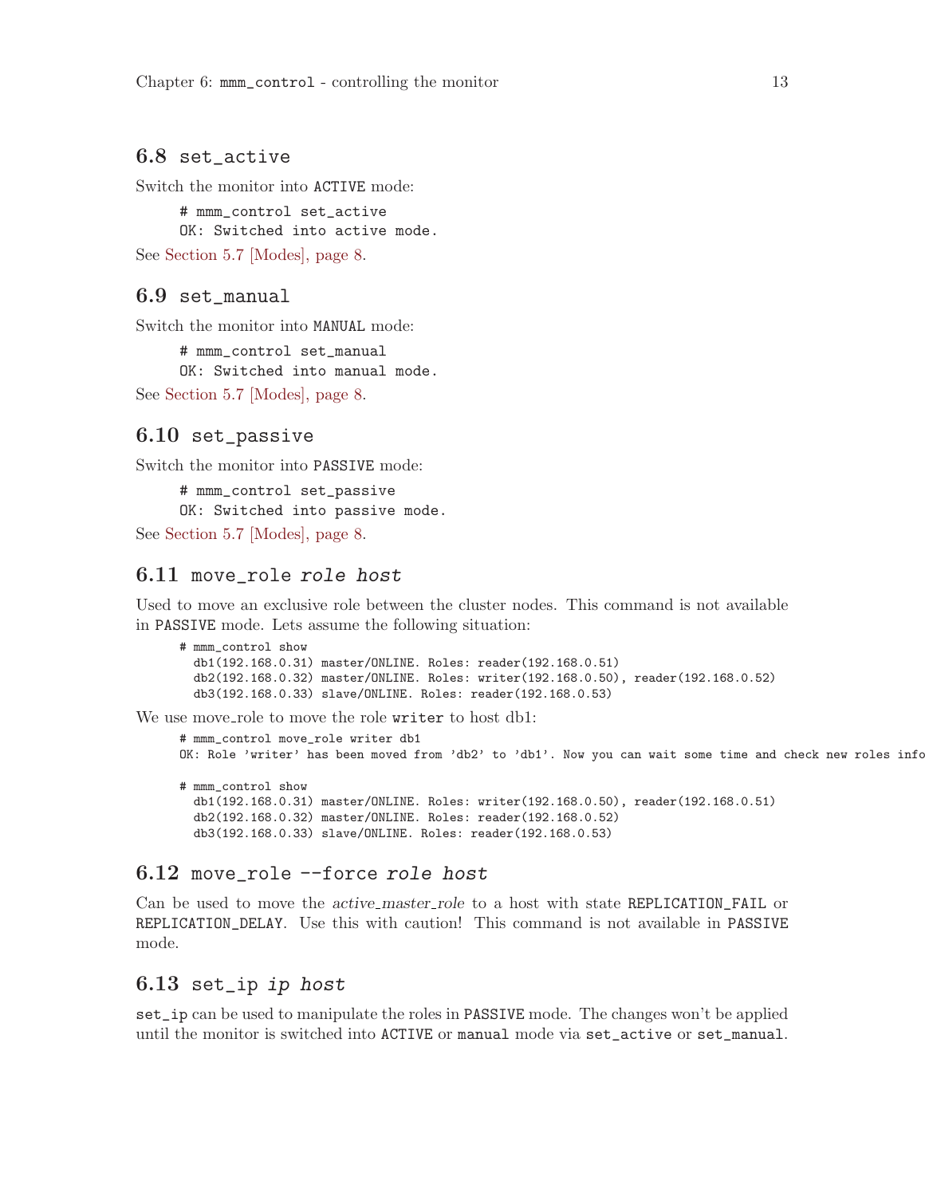## 6.8 set_active

Switch the monitor into ACTIVE mode:

```
# mmm_control set_active
OK: Switched into active mode.
```

See Section 5.7 [Modes], page 8.

## 6.9 set_manual

Switch the monitor into MANUAL mode:

```
# mmm_control set_manual
OK: Switched into manual mode.
```

See Section 5.7 [Modes], page 8.

## 6.10 set_passive

Switch the monitor into PASSIVE mode:

```
# mmm_control set_passive
OK: Switched into passive mode.
```

See Section 5.7 [Modes], page 8.

## 6.11 move_role *role host*

Used to move an exclusive role between the cluster nodes. This command is not available in PASSIVE mode. Lets assume the following situation:

```
# mmm_control show
  db1(192.168.0.31) master/ONLINE. Roles: reader(192.168.0.51)
  db2(192.168.0.32) master/ONLINE. Roles: writer(192.168.0.50), reader(192.168.0.52)
  db3(192.168.0.33) slave/ONLINE. Roles: reader(192.168.0.53)
```

We use move_role to move the role writer to host db1:

```
# mmm_control move_role writer db1
OK: Role 'writer' has been moved from 'db2' to 'db1'. Now you can wait some time and check new roles info

# mmm_control show
  db1(192.168.0.31) master/ONLINE. Roles: writer(192.168.0.50), reader(192.168.0.51)
  db2(192.168.0.32) master/ONLINE. Roles: reader(192.168.0.52)
  db3(192.168.0.33) slave/ONLINE. Roles: reader(192.168.0.53)
```

## 6.12 move_role --force *role host*

Can be used to move the *active_master_role* to a host with state REPLICATION_FAIL or REPLICATION_DELAY. Use this with caution! This command is not available in PASSIVE mode.

## 6.13 set_ip *ip host*

set_ip can be used to manipulate the roles in PASSIVE mode. The changes won't be applied until the monitor is switched into ACTIVE or manual mode via set_active or set_manual.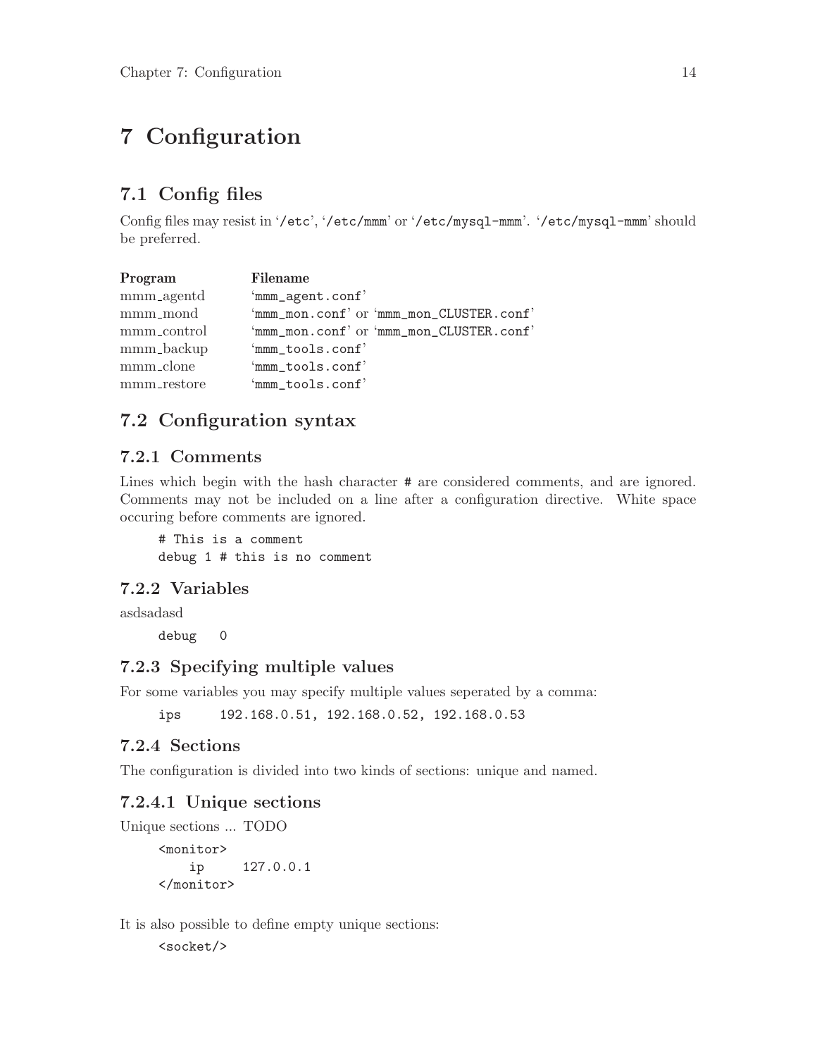# 7 Configuration

## 7.1 Config files

Config files may resist in '/etc', '/etc/mmm' or '/etc/mysql-mmm'. '/etc/mysql-mmm' should be preferred.

| Program | Filename |
|---|---|
| mmm_agentd | 'mmm_agent.conf' |
| mmm_mond | 'mmm_mon.conf' or 'mmm_mon_CLUSTER.conf' |
| mmm_control | 'mmm_mon.conf' or 'mmm_mon_CLUSTER.conf' |
| mmm_backup | 'mmm_tools.conf' |
| mmm_clone | 'mmm_tools.conf' |
| mmm_restore | 'mmm_tools.conf' |

## 7.2 Configuration syntax

### 7.2.1 Comments

Lines which begin with the hash character # are considered comments, and are ignored. Comments may not be included on a line after a configuration directive. White space occuring before comments are ignored.

```
# This is a comment
debug 1 # this is no comment
```

### 7.2.2 Variables

asdsadasd

```
debug   0
```

### 7.2.3 Specifying multiple values

For some variables you may specify multiple values seperated by a comma:

```
ips     192.168.0.51, 192.168.0.52, 192.168.0.53
```

### 7.2.4 Sections

The configuration is divided into two kinds of sections: unique and named.

#### 7.2.4.1 Unique sections

Unique sections ... TODO

```
<monitor>
    ip     127.0.0.1
</monitor>
```

It is also possible to define empty unique sections:

```
<socket/>
```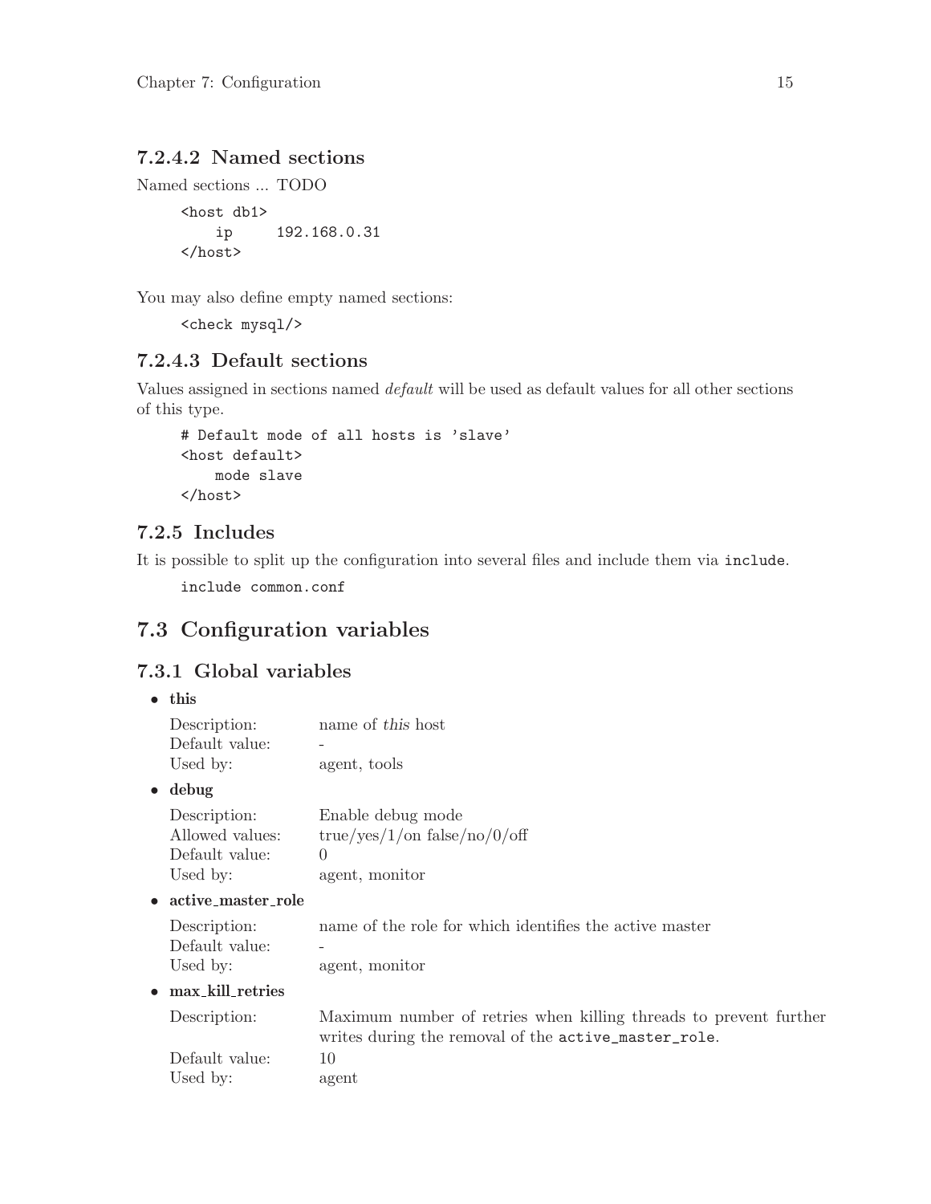#### 7.2.4.2 Named sections

Named sections ... TODO

```
<host db1>
    ip      192.168.0.31
</host>
```

You may also define empty named sections:

```
<check mysql/>
```

#### 7.2.4.3 Default sections

Values assigned in sections named *default* will be used as default values for all other sections of this type.

```
# Default mode of all hosts is 'slave'
<host default>
    mode slave
</host>
```

### 7.2.5 Includes

It is possible to split up the configuration into several files and include them via `include`.

```
include common.conf
```

## 7.3 Configuration variables

### 7.3.1 Global variables

- **this**

| | |
|---|---|
| Description: | name of *this* host |
| Default value: | - |
| Used by: | agent, tools |

- **debug**

| | |
|---|---|
| Description: | Enable debug mode |
| Allowed values: | true/yes/1/on false/no/0/off |
| Default value: | 0 |
| Used by: | agent, monitor |

- **active_master_role**

| | |
|---|---|
| Description: | name of the role for which identifies the active master |
| Default value: | - |
| Used by: | agent, monitor |

- **max_kill_retries**

| | |
|---|---|
| Description: | Maximum number of retries when killing threads to prevent further writes during the removal of the `active_master_role`. |
| Default value: | 10 |
| Used by: | agent |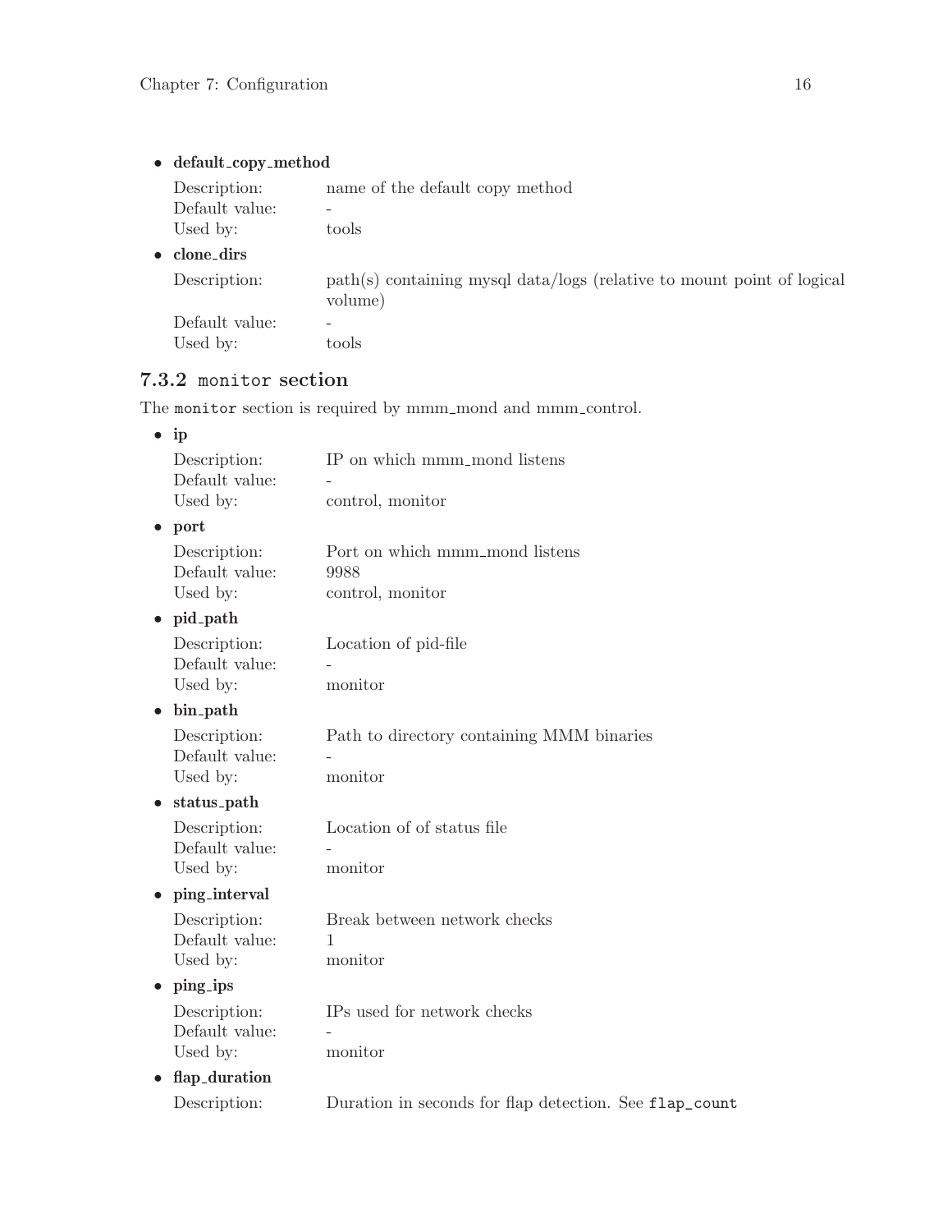- **default_copy_method**

  Description: name of the default copy method
  Default value: -
  Used by: tools

- **clone_dirs**

  Description: path(s) containing mysql data/logs (relative to mount point of logical volume)
  Default value: -
  Used by: tools

### 7.3.2 `monitor` section

The `monitor` section is required by mmm_mond and mmm_control.

- **ip**

  Description: IP on which mmm_mond listens
  Default value: -
  Used by: control, monitor

- **port**

  Description: Port on which mmm_mond listens
  Default value: 9988
  Used by: control, monitor

- **pid_path**

  Description: Location of pid-file
  Default value: -
  Used by: monitor

- **bin_path**

  Description: Path to directory containing MMM binaries
  Default value: -
  Used by: monitor

- **status_path**

  Description: Location of of status file
  Default value: -
  Used by: monitor

- **ping_interval**

  Description: Break between network checks
  Default value: 1
  Used by: monitor

- **ping_ips**

  Description: IPs used for network checks
  Default value: -
  Used by: monitor

- **flap_duration**

  Description: Duration in seconds for flap detection. See `flap_count`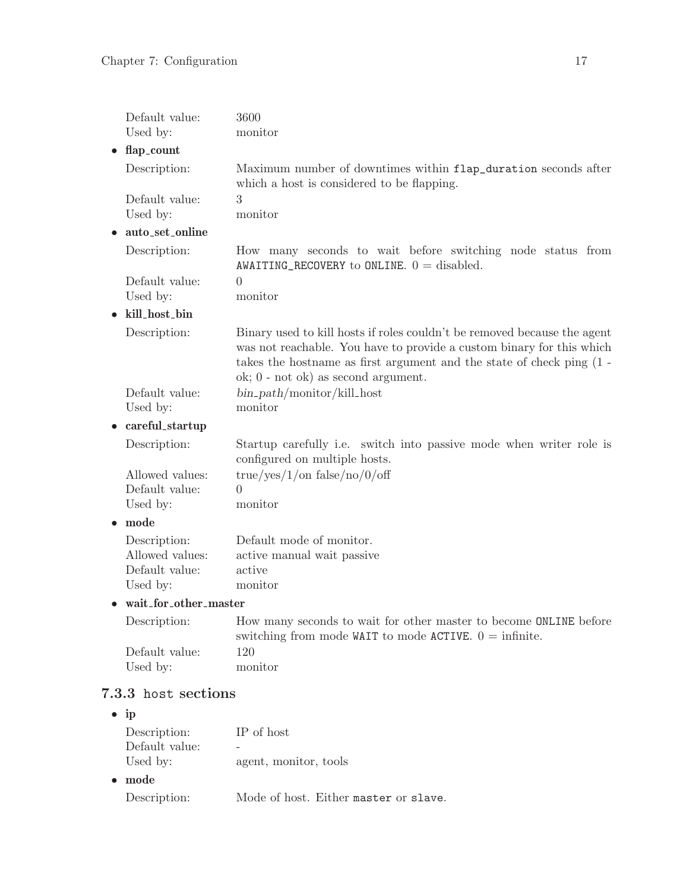Default value: 3600
Used by: monitor

- **flap_count**

  Description: Maximum number of downtimes within `flap_duration` seconds after which a host is considered to be flapping.
  Default value: 3
  Used by: monitor

- **auto_set_online**

  Description: How many seconds to wait before switching node status from `AWAITING_RECOVERY` to `ONLINE`. 0 = disabled.
  Default value: 0
  Used by: monitor

- **kill_host_bin**

  Description: Binary used to kill hosts if roles couldn't be removed because the agent was not reachable. You have to provide a custom binary for this which takes the hostname as first argument and the state of check ping (1 - ok; 0 - not ok) as second argument.
  Default value: *bin_path*/monitor/kill_host
  Used by: monitor

- **careful_startup**

  Description: Startup carefully i.e. switch into passive mode when writer role is configured on multiple hosts.
  Allowed values: true/yes/1/on false/no/0/off
  Default value: 0
  Used by: monitor

- **mode**

  Description: Default mode of monitor.
  Allowed values: active manual wait passive
  Default value: active
  Used by: monitor

- **wait_for_other_master**

  Description: How many seconds to wait for other master to become `ONLINE` before switching from mode `WAIT` to mode `ACTIVE`. 0 = infinite.
  Default value: 120
  Used by: monitor

### 7.3.3 `host` sections

- **ip**

  Description: IP of host
  Default value: -
  Used by: agent, monitor, tools

- **mode**

  Description: Mode of host. Either `master` or `slave`.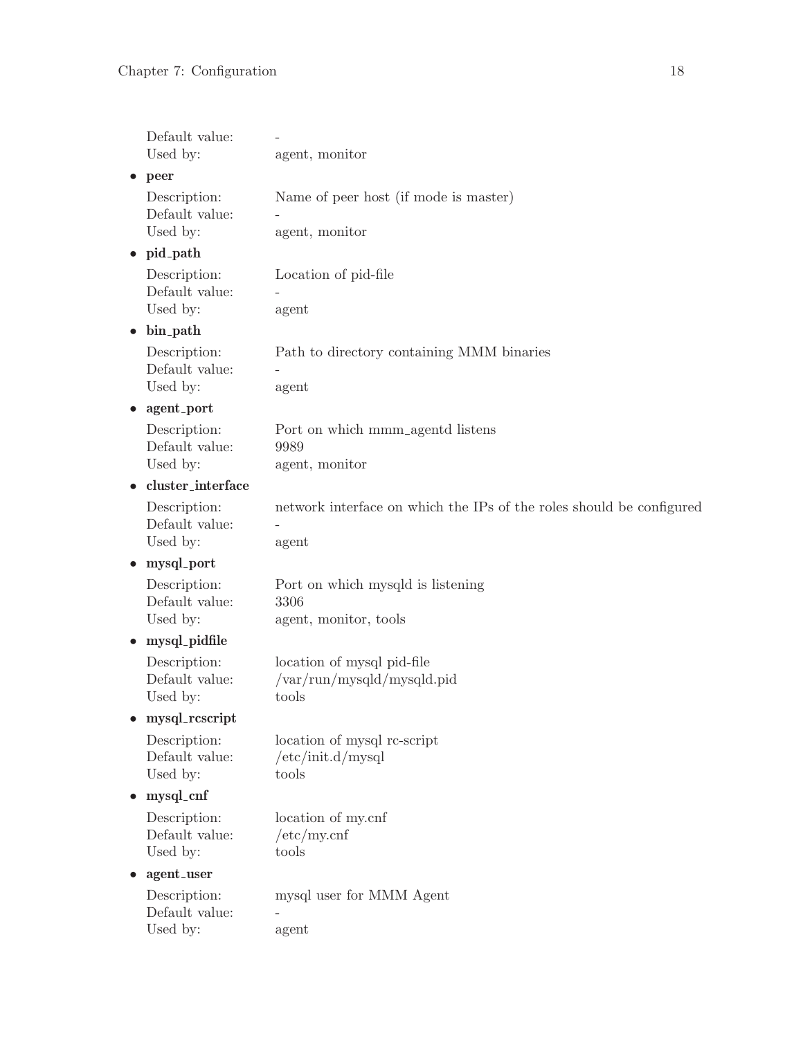Default value: -
Used by: agent, monitor

- **peer**

  Description: Name of peer host (if mode is master)
  Default value: -
  Used by: agent, monitor

- **pid_path**

  Description: Location of pid-file
  Default value: -
  Used by: agent

- **bin_path**

  Description: Path to directory containing MMM binaries
  Default value: -
  Used by: agent

- **agent_port**

  Description: Port on which mmm_agentd listens
  Default value: 9989
  Used by: agent, monitor

- **cluster_interface**

  Description: network interface on which the IPs of the roles should be configured
  Default value: -
  Used by: agent

- **mysql_port**

  Description: Port on which mysqld is listening
  Default value: 3306
  Used by: agent, monitor, tools

- **mysql_pidfile**

  Description: location of mysql pid-file
  Default value: /var/run/mysqld/mysqld.pid
  Used by: tools

- **mysql_rcscript**

  Description: location of mysql rc-script
  Default value: /etc/init.d/mysql
  Used by: tools

- **mysql_cnf**

  Description: location of my.cnf
  Default value: /etc/my.cnf
  Used by: tools

- **agent_user**

  Description: mysql user for MMM Agent
  Default value: -
  Used by: agent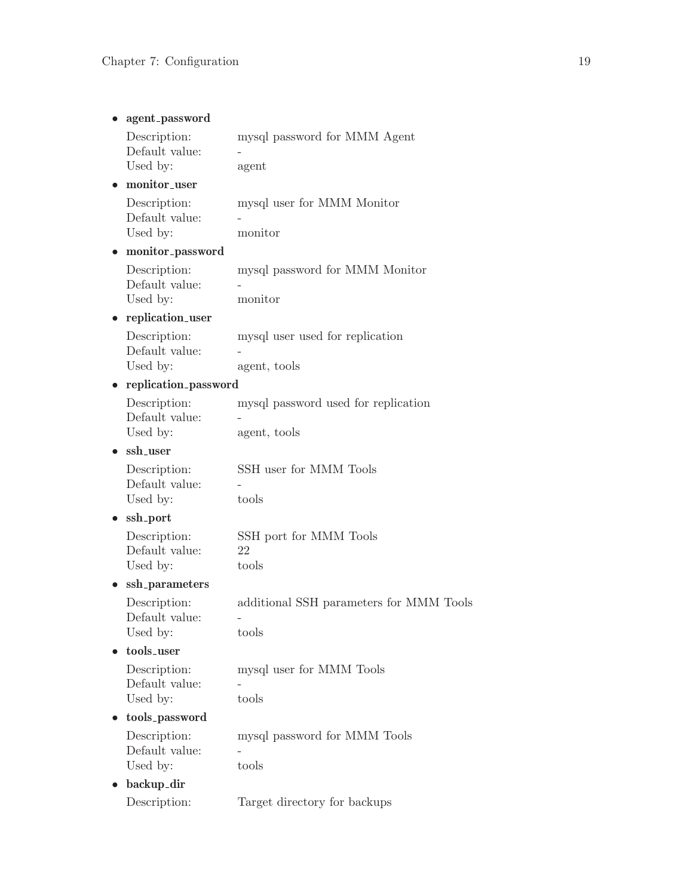- **agent_password**

  Description: mysql password for MMM Agent
  Default value: -
  Used by: agent

- **monitor_user**

  Description: mysql user for MMM Monitor
  Default value: -
  Used by: monitor

- **monitor_password**

  Description: mysql password for MMM Monitor
  Default value: -
  Used by: monitor

- **replication_user**

  Description: mysql user used for replication
  Default value: -
  Used by: agent, tools

- **replication_password**

  Description: mysql password used for replication
  Default value: -
  Used by: agent, tools

- **ssh_user**

  Description: SSH user for MMM Tools
  Default value: -
  Used by: tools

- **ssh_port**

  Description: SSH port for MMM Tools
  Default value: 22
  Used by: tools

- **ssh_parameters**

  Description: additional SSH parameters for MMM Tools
  Default value: -
  Used by: tools

- **tools_user**

  Description: mysql user for MMM Tools
  Default value: -
  Used by: tools

- **tools_password**

  Description: mysql password for MMM Tools
  Default value: -
  Used by: tools

- **backup_dir**

  Description: Target directory for backups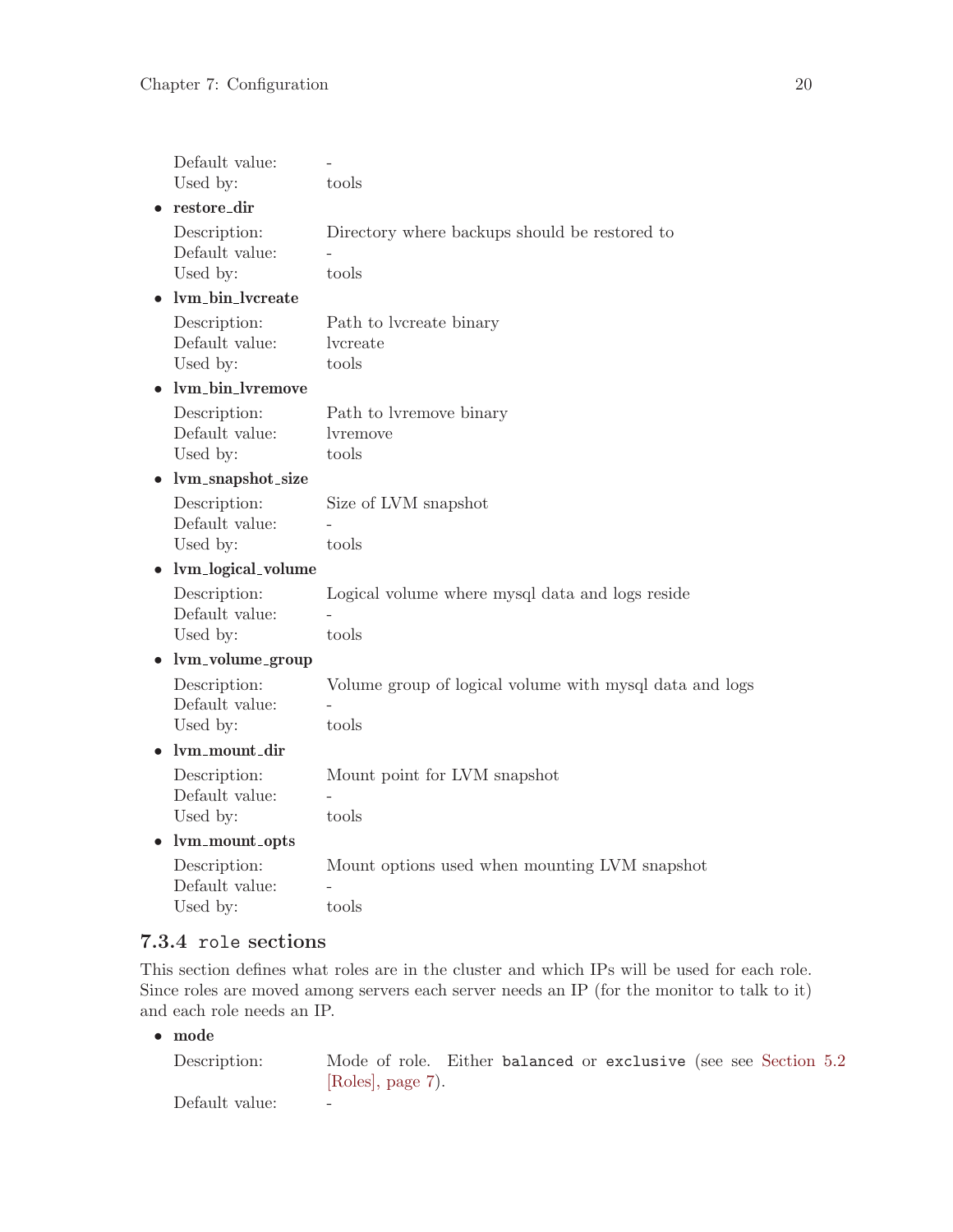| | |
|---|---|
| Default value: | - |
| Used by: | tools |

- **restore_dir**

| | |
|---|---|
| Description: | Directory where backups should be restored to |
| Default value: | - |
| Used by: | tools |

- **lvm_bin_lvcreate**

| | |
|---|---|
| Description: | Path to lvcreate binary |
| Default value: | lvcreate |
| Used by: | tools |

- **lvm_bin_lvremove**

| | |
|---|---|
| Description: | Path to lvremove binary |
| Default value: | lvremove |
| Used by: | tools |

- **lvm_snapshot_size**

| | |
|---|---|
| Description: | Size of LVM snapshot |
| Default value: | - |
| Used by: | tools |

- **lvm_logical_volume**

| | |
|---|---|
| Description: | Logical volume where mysql data and logs reside |
| Default value: | - |
| Used by: | tools |

- **lvm_volume_group**

| | |
|---|---|
| Description: | Volume group of logical volume with mysql data and logs |
| Default value: | - |
| Used by: | tools |

- **lvm_mount_dir**

| | |
|---|---|
| Description: | Mount point for LVM snapshot |
| Default value: | - |
| Used by: | tools |

- **lvm_mount_opts**

| | |
|---|---|
| Description: | Mount options used when mounting LVM snapshot |
| Default value: | - |
| Used by: | tools |

### 7.3.4 `role` sections

This section defines what roles are in the cluster and which IPs will be used for each role. Since roles are moved among servers each server needs an IP (for the monitor to talk to it) and each role needs an IP.

- **mode**

| | |
|---|---|
| Description: | Mode of role. Either `balanced` or `exclusive` (see see Section 5.2 [Roles], page 7). |
| Default value: | - |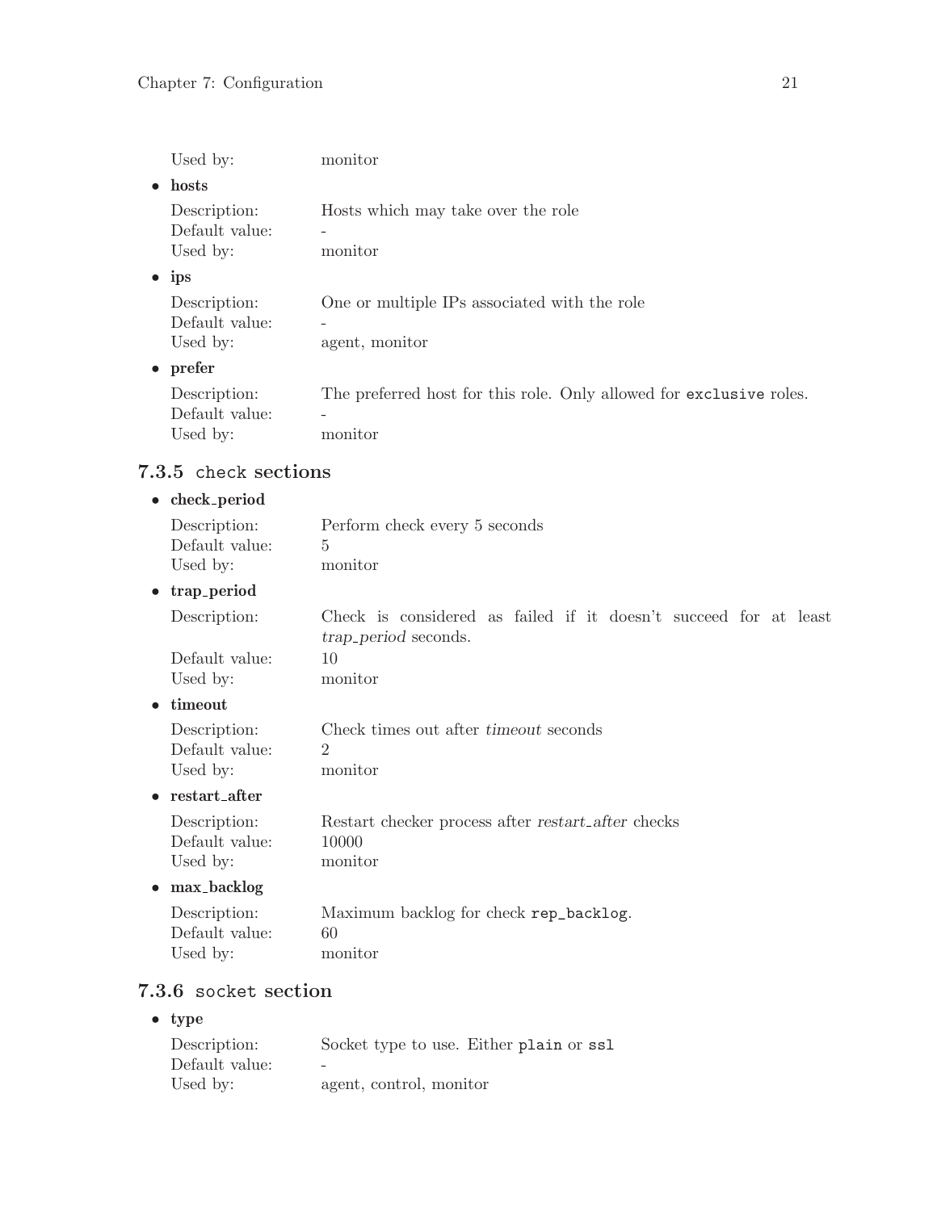Used by: monitor

- **hosts**

  Description: Hosts which may take over the role
  Default value: -
  Used by: monitor

- **ips**

  Description: One or multiple IPs associated with the role
  Default value: -
  Used by: agent, monitor

- **prefer**

  Description: The preferred host for this role. Only allowed for `exclusive` roles.
  Default value: -
  Used by: monitor

### 7.3.5 `check` sections

- **check_period**

  Description: Perform check every 5 seconds
  Default value: 5
  Used by: monitor

- **trap_period**

  Description: Check is considered as failed if it doesn't succeed for at least *trap_period* seconds.
  Default value: 10
  Used by: monitor

- **timeout**

  Description: Check times out after *timeout* seconds
  Default value: 2
  Used by: monitor

- **restart_after**

  Description: Restart checker process after *restart_after* checks
  Default value: 10000
  Used by: monitor

- **max_backlog**

  Description: Maximum backlog for check `rep_backlog`.
  Default value: 60
  Used by: monitor

### 7.3.6 `socket` section

- **type**

  Description: Socket type to use. Either `plain` or `ssl`
  Default value: -
  Used by: agent, control, monitor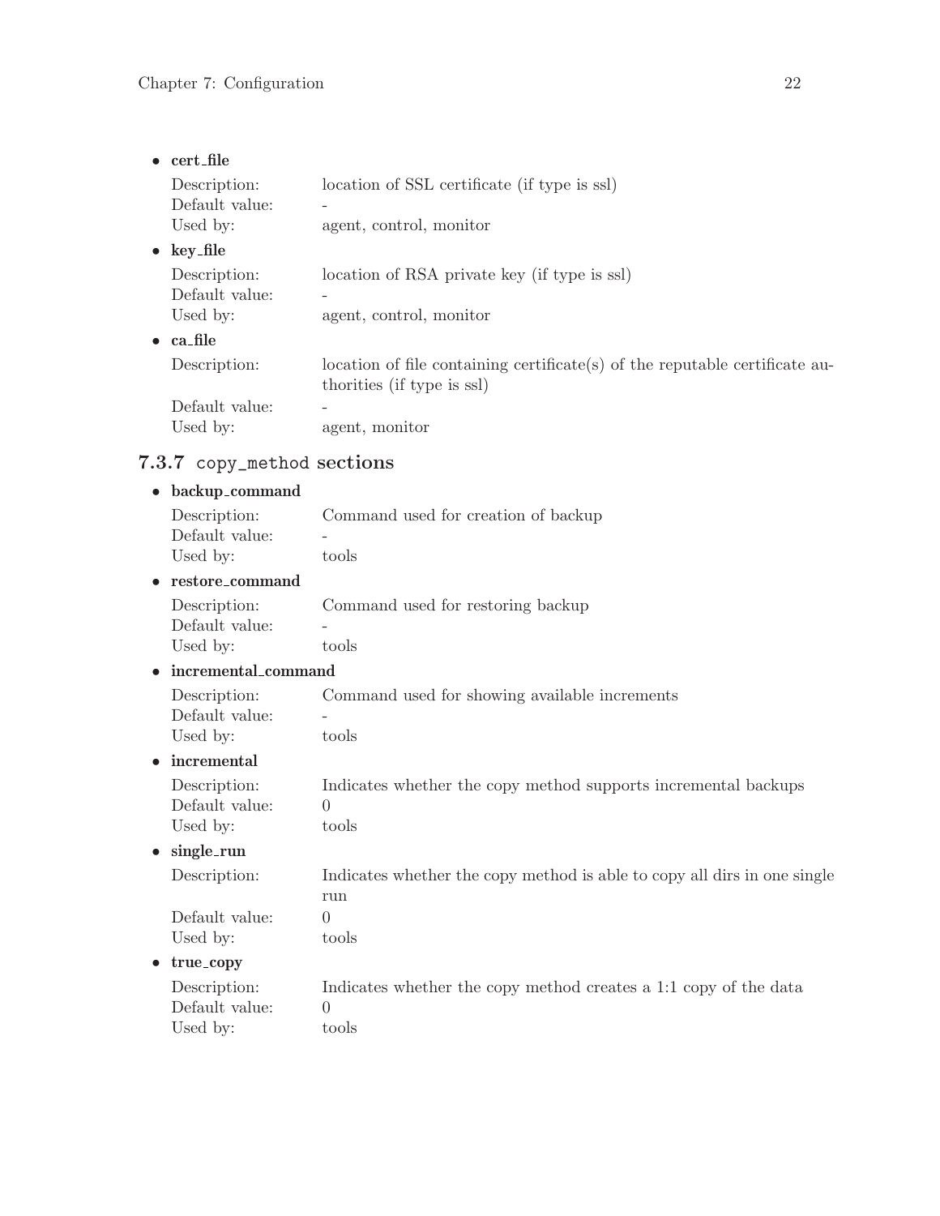- **cert_file**

  Description: location of SSL certificate (if type is ssl)
  Default value: -
  Used by: agent, control, monitor

- **key_file**

  Description: location of RSA private key (if type is ssl)
  Default value: -
  Used by: agent, control, monitor

- **ca_file**

  Description: location of file containing certificate(s) of the reputable certificate authorities (if type is ssl)
  Default value: -
  Used by: agent, monitor

### 7.3.7 `copy_method` sections

- **backup_command**

  Description: Command used for creation of backup
  Default value: -
  Used by: tools

- **restore_command**

  Description: Command used for restoring backup
  Default value: -
  Used by: tools

- **incremental_command**

  Description: Command used for showing available increments
  Default value: -
  Used by: tools

- **incremental**

  Description: Indicates whether the copy method supports incremental backups
  Default value: 0
  Used by: tools

- **single_run**

  Description: Indicates whether the copy method is able to copy all dirs in one single run
  Default value: 0
  Used by: tools

- **true_copy**

  Description: Indicates whether the copy method creates a 1:1 copy of the data
  Default value: 0
  Used by: tools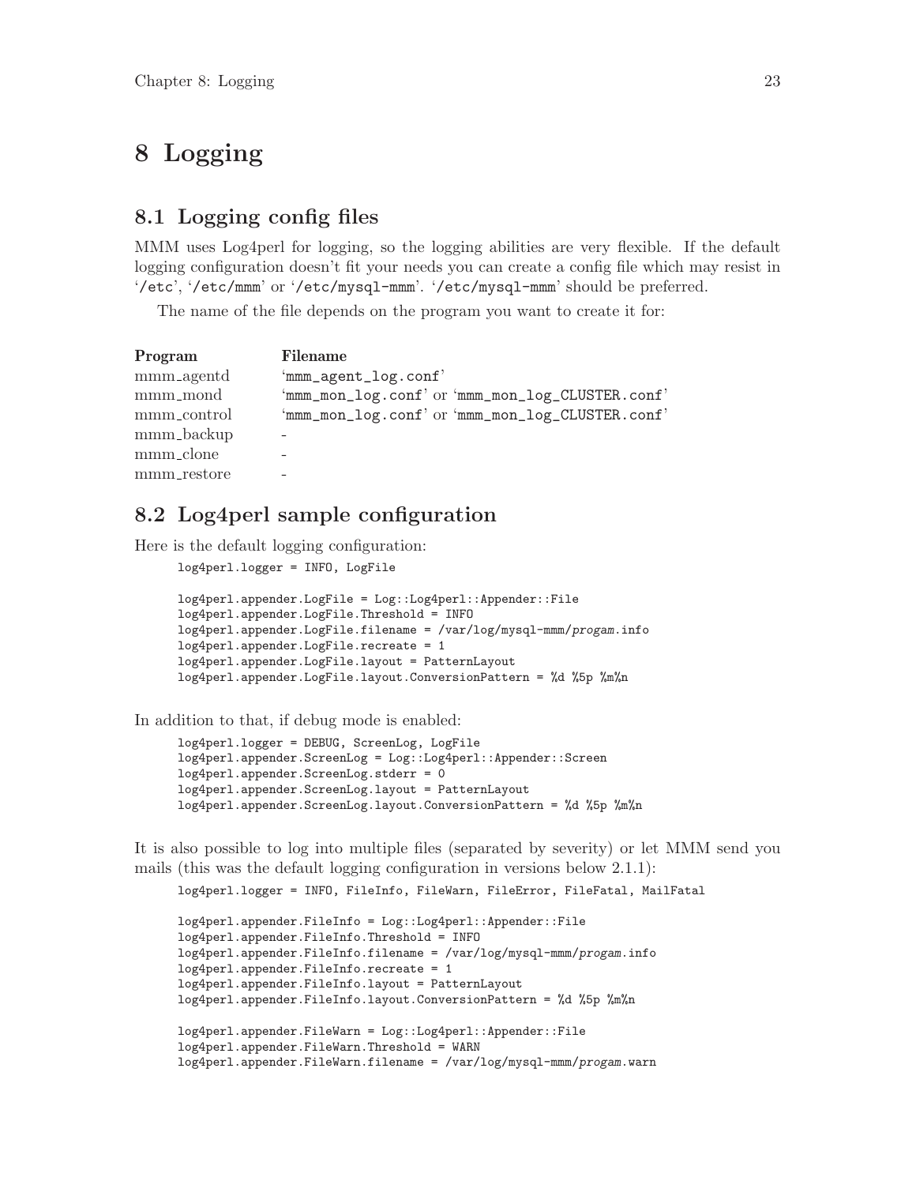# 8 Logging

## 8.1 Logging config files

MMM uses Log4perl for logging, so the logging abilities are very flexible. If the default logging configuration doesn't fit your needs you can create a config file which may resist in '/etc', '/etc/mmm' or '/etc/mysql-mmm'. '/etc/mysql-mmm' should be preferred.

The name of the file depends on the program you want to create it for:

| Program | Filename |
|---|---|
| mmm_agentd | 'mmm_agent_log.conf' |
| mmm_mond | 'mmm_mon_log.conf' or 'mmm_mon_log_CLUSTER.conf' |
| mmm_control | 'mmm_mon_log.conf' or 'mmm_mon_log_CLUSTER.conf' |
| mmm_backup | - |
| mmm_clone | - |
| mmm_restore | - |

## 8.2 Log4perl sample configuration

Here is the default logging configuration:

```
log4perl.logger = INFO, LogFile

log4perl.appender.LogFile = Log::Log4perl::Appender::File
log4perl.appender.LogFile.Threshold = INFO
log4perl.appender.LogFile.filename = /var/log/mysql-mmm/progam.info
log4perl.appender.LogFile.recreate = 1
log4perl.appender.LogFile.layout = PatternLayout
log4perl.appender.LogFile.layout.ConversionPattern = %d %5p %m%n
```

In addition to that, if debug mode is enabled:

```
log4perl.logger = DEBUG, ScreenLog, LogFile
log4perl.appender.ScreenLog = Log::Log4perl::Appender::Screen
log4perl.appender.ScreenLog.stderr = 0
log4perl.appender.ScreenLog.layout = PatternLayout
log4perl.appender.ScreenLog.layout.ConversionPattern = %d %5p %m%n
```

It is also possible to log into multiple files (separated by severity) or let MMM send you mails (this was the default logging configuration in versions below 2.1.1):

```
log4perl.logger = INFO, FileInfo, FileWarn, FileError, FileFatal, MailFatal

log4perl.appender.FileInfo = Log::Log4perl::Appender::File
log4perl.appender.FileInfo.Threshold = INFO
log4perl.appender.FileInfo.filename = /var/log/mysql-mmm/progam.info
log4perl.appender.FileInfo.recreate = 1
log4perl.appender.FileInfo.layout = PatternLayout
log4perl.appender.FileInfo.layout.ConversionPattern = %d %5p %m%n

log4perl.appender.FileWarn = Log::Log4perl::Appender::File
log4perl.appender.FileWarn.Threshold = WARN
log4perl.appender.FileWarn.filename = /var/log/mysql-mmm/progam.warn
```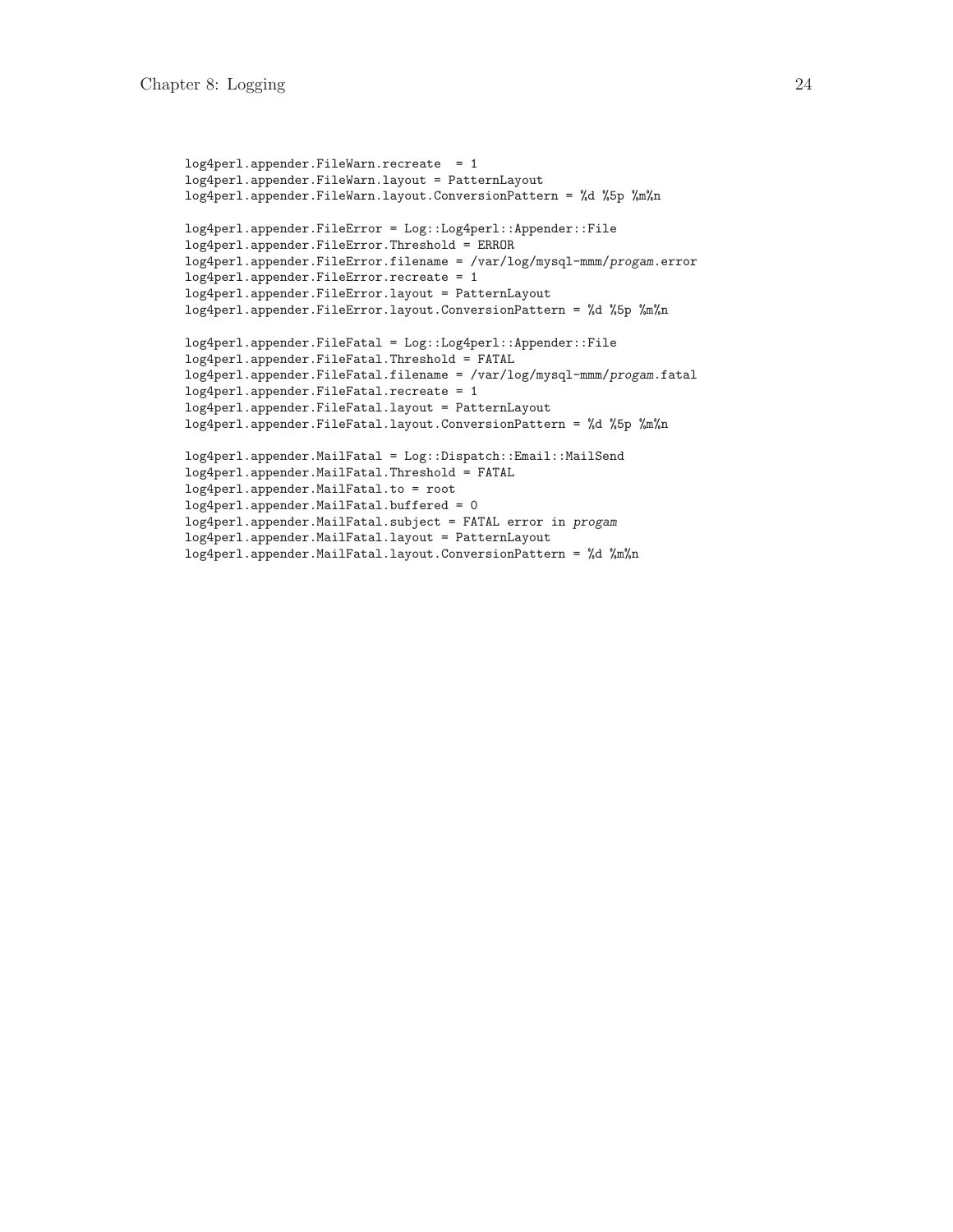```
log4perl.appender.FileWarn.recreate  = 1
log4perl.appender.FileWarn.layout = PatternLayout
log4perl.appender.FileWarn.layout.ConversionPattern = %d %5p %m%n

log4perl.appender.FileError = Log::Log4perl::Appender::File
log4perl.appender.FileError.Threshold = ERROR
log4perl.appender.FileError.filename = /var/log/mysql-mmm/progam.error
log4perl.appender.FileError.recreate = 1
log4perl.appender.FileError.layout = PatternLayout
log4perl.appender.FileError.layout.ConversionPattern = %d %5p %m%n

log4perl.appender.FileFatal = Log::Log4perl::Appender::File
log4perl.appender.FileFatal.Threshold = FATAL
log4perl.appender.FileFatal.filename = /var/log/mysql-mmm/progam.fatal
log4perl.appender.FileFatal.recreate = 1
log4perl.appender.FileFatal.layout = PatternLayout
log4perl.appender.FileFatal.layout.ConversionPattern = %d %5p %m%n

log4perl.appender.MailFatal = Log::Dispatch::Email::MailSend
log4perl.appender.MailFatal.Threshold = FATAL
log4perl.appender.MailFatal.to = root
log4perl.appender.MailFatal.buffered = 0
log4perl.appender.MailFatal.subject = FATAL error in progam
log4perl.appender.MailFatal.layout = PatternLayout
log4perl.appender.MailFatal.layout.ConversionPattern = %d %m%n
```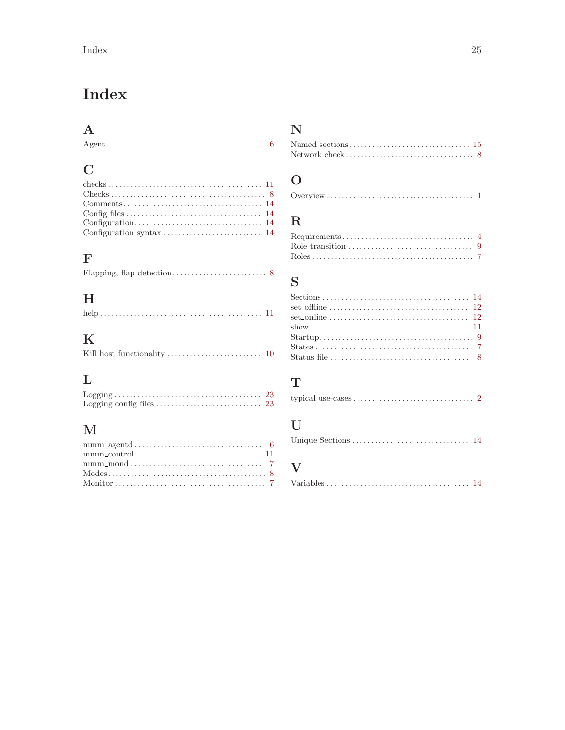# Index

## A

Agent .......... 6

## C

checks .......... 11
Checks .......... 8
Comments .......... 14
Config files .......... 14
Configuration .......... 14
Configuration syntax .......... 14

## F

Flapping, flap detection .......... 8

## H

help .......... 11

## K

Kill host functionality .......... 10

## L

Logging .......... 23
Logging config files .......... 23

## M

mmm_agentd .......... 6
mmm_control .......... 11
mmm_mond .......... 7
Modes .......... 8
Monitor .......... 7

## N

Named sections .......... 15
Network check .......... 8

## O

Overview .......... 1

## R

Requirements .......... 4
Role transition .......... 9
Roles .......... 7

## S

Sections .......... 14
set_offline .......... 12
set_online .......... 12
show .......... 11
Startup .......... 9
States .......... 7
Status file .......... 8

## T

typical use-cases .......... 2

## U

Unique Sections .......... 14

## V

Variables .......... 14